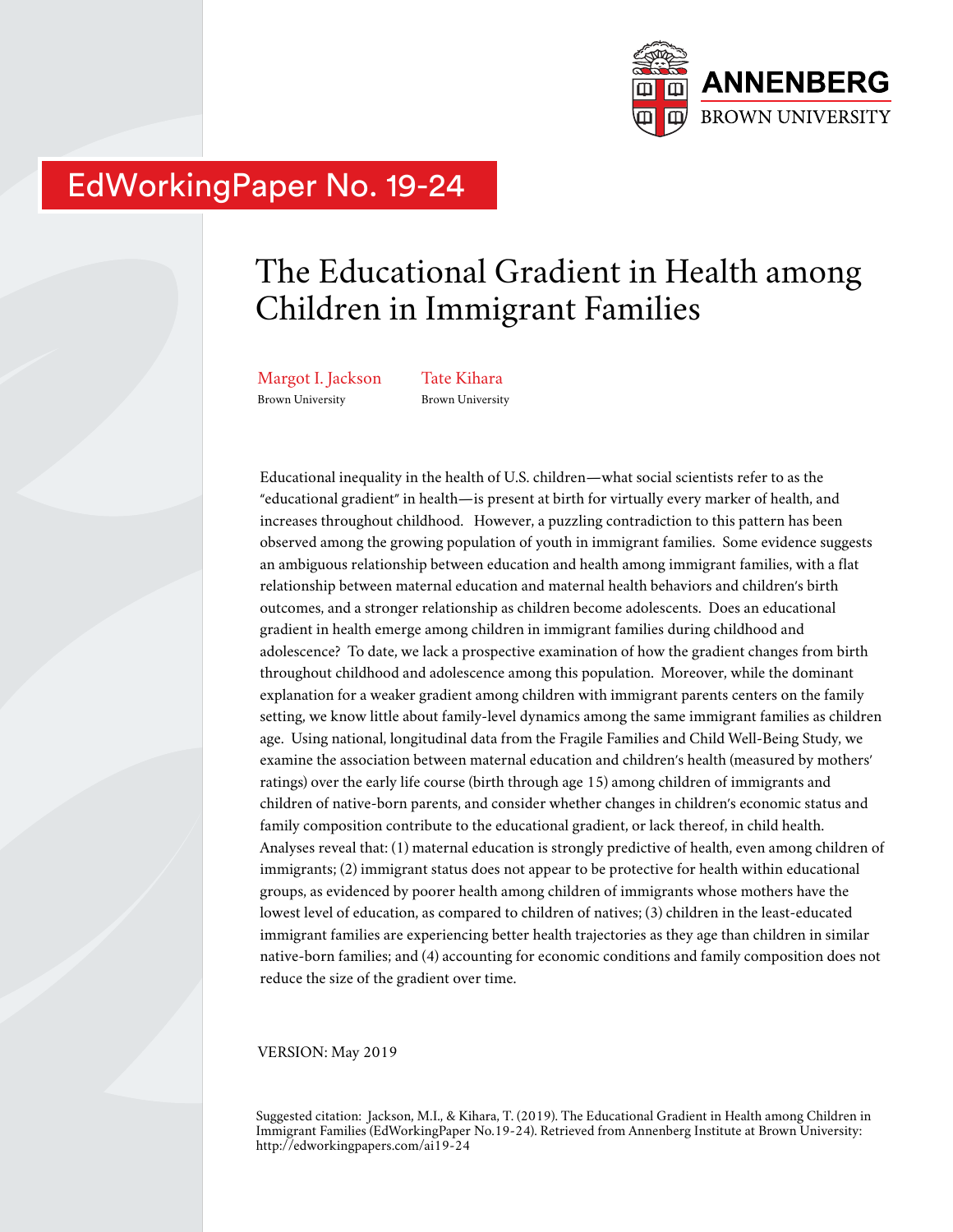ANNENBERG
BROWN UNIVERSITY

EdWorkingPaper No. 19-24

# The Educational Gradient in Health among Children in Immigrant Families

Margot I. Jackson
Brown University

Tate Kihara
Brown University

Educational inequality in the health of U.S. children—what social scientists refer to as the "educational gradient" in health—is present at birth for virtually every marker of health, and increases throughout childhood. However, a puzzling contradiction to this pattern has been observed among the growing population of youth in immigrant families. Some evidence suggests an ambiguous relationship between education and health among immigrant families, with a flat relationship between maternal education and maternal health behaviors and children's birth outcomes, and a stronger relationship as children become adolescents. Does an educational gradient in health emerge among children in immigrant families during childhood and adolescence? To date, we lack a prospective examination of how the gradient changes from birth throughout childhood and adolescence among this population. Moreover, while the dominant explanation for a weaker gradient among children with immigrant parents centers on the family setting, we know little about family-level dynamics among the same immigrant families as children age. Using national, longitudinal data from the Fragile Families and Child Well-Being Study, we examine the association between maternal education and children's health (measured by mothers' ratings) over the early life course (birth through age 15) among children of immigrants and children of native-born parents, and consider whether changes in children's economic status and family composition contribute to the educational gradient, or lack thereof, in child health. Analyses reveal that: (1) maternal education is strongly predictive of health, even among children of immigrants; (2) immigrant status does not appear to be protective for health within educational groups, as evidenced by poorer health among children of immigrants whose mothers have the lowest level of education, as compared to children of natives; (3) children in the least-educated immigrant families are experiencing better health trajectories as they age than children in similar native-born families; and (4) accounting for economic conditions and family composition does not reduce the size of the gradient over time.

VERSION: May 2019

Suggested citation: Jackson, M.I., & Kihara, T. (2019). The Educational Gradient in Health among Children in Immigrant Families (EdWorkingPaper No.19-24). Retrieved from Annenberg Institute at Brown University: http://edworkingpapers.com/ai19-24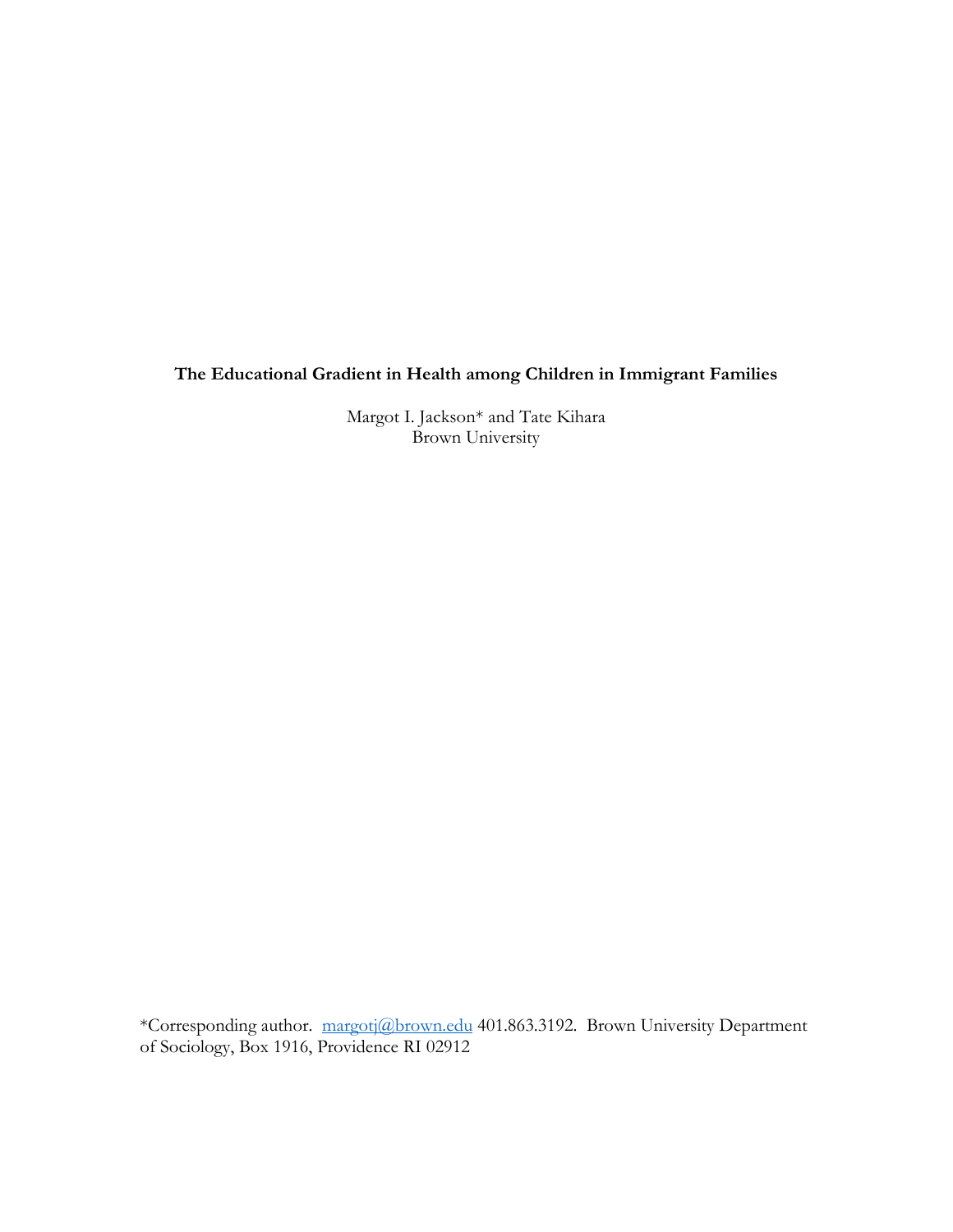**The Educational Gradient in Health among Children in Immigrant Families**

Margot I. Jackson* and Tate Kihara
Brown University

*Corresponding author. margotj@brown.edu 401.863.3192. Brown University Department of Sociology, Box 1916, Providence RI 02912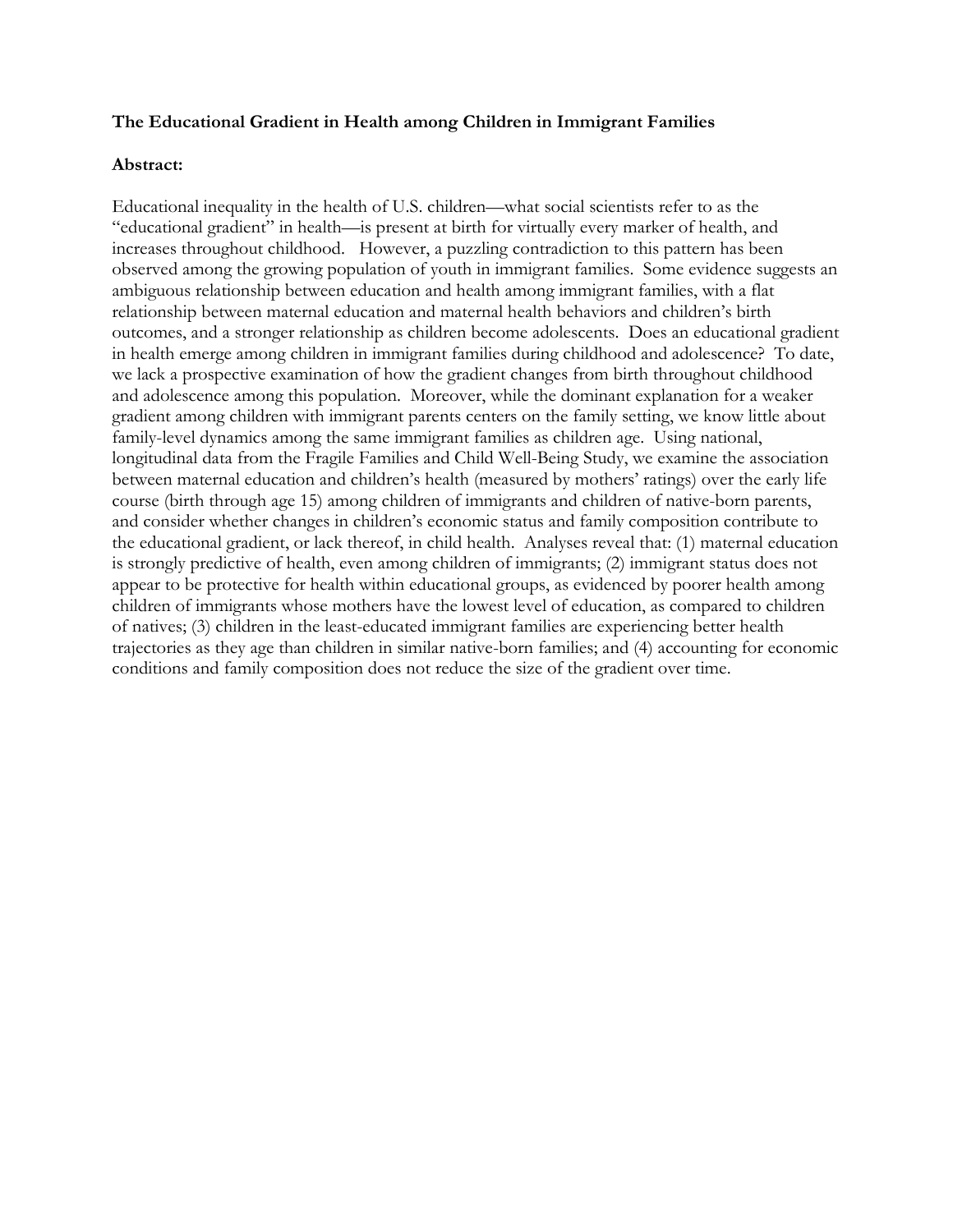**The Educational Gradient in Health among Children in Immigrant Families**

**Abstract:**

Educational inequality in the health of U.S. children—what social scientists refer to as the "educational gradient" in health—is present at birth for virtually every marker of health, and increases throughout childhood. However, a puzzling contradiction to this pattern has been observed among the growing population of youth in immigrant families. Some evidence suggests an ambiguous relationship between education and health among immigrant families, with a flat relationship between maternal education and maternal health behaviors and children's birth outcomes, and a stronger relationship as children become adolescents. Does an educational gradient in health emerge among children in immigrant families during childhood and adolescence? To date, we lack a prospective examination of how the gradient changes from birth throughout childhood and adolescence among this population. Moreover, while the dominant explanation for a weaker gradient among children with immigrant parents centers on the family setting, we know little about family-level dynamics among the same immigrant families as children age. Using national, longitudinal data from the Fragile Families and Child Well-Being Study, we examine the association between maternal education and children's health (measured by mothers' ratings) over the early life course (birth through age 15) among children of immigrants and children of native-born parents, and consider whether changes in children's economic status and family composition contribute to the educational gradient, or lack thereof, in child health. Analyses reveal that: (1) maternal education is strongly predictive of health, even among children of immigrants; (2) immigrant status does not appear to be protective for health within educational groups, as evidenced by poorer health among children of immigrants whose mothers have the lowest level of education, as compared to children of natives; (3) children in the least-educated immigrant families are experiencing better health trajectories as they age than children in similar native-born families; and (4) accounting for economic conditions and family composition does not reduce the size of the gradient over time.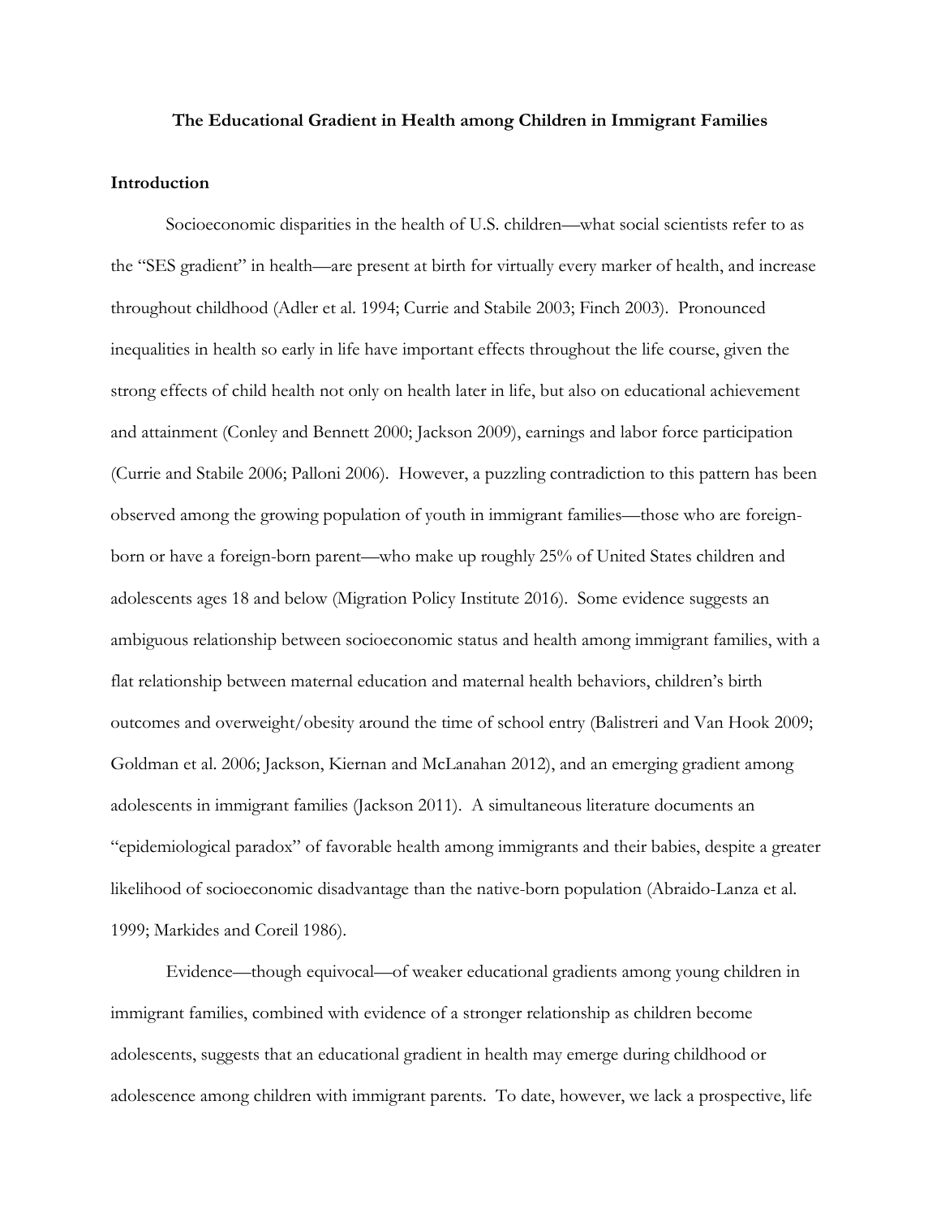**The Educational Gradient in Health among Children in Immigrant Families**

**Introduction**

Socioeconomic disparities in the health of U.S. children—what social scientists refer to as the "SES gradient" in health—are present at birth for virtually every marker of health, and increase throughout childhood (Adler et al. 1994; Currie and Stabile 2003; Finch 2003). Pronounced inequalities in health so early in life have important effects throughout the life course, given the strong effects of child health not only on health later in life, but also on educational achievement and attainment (Conley and Bennett 2000; Jackson 2009), earnings and labor force participation (Currie and Stabile 2006; Palloni 2006). However, a puzzling contradiction to this pattern has been observed among the growing population of youth in immigrant families—those who are foreign-born or have a foreign-born parent—who make up roughly 25% of United States children and adolescents ages 18 and below (Migration Policy Institute 2016). Some evidence suggests an ambiguous relationship between socioeconomic status and health among immigrant families, with a flat relationship between maternal education and maternal health behaviors, children's birth outcomes and overweight/obesity around the time of school entry (Balistreri and Van Hook 2009; Goldman et al. 2006; Jackson, Kiernan and McLanahan 2012), and an emerging gradient among adolescents in immigrant families (Jackson 2011). A simultaneous literature documents an "epidemiological paradox" of favorable health among immigrants and their babies, despite a greater likelihood of socioeconomic disadvantage than the native-born population (Abraido-Lanza et al. 1999; Markides and Coreil 1986).

Evidence—though equivocal—of weaker educational gradients among young children in immigrant families, combined with evidence of a stronger relationship as children become adolescents, suggests that an educational gradient in health may emerge during childhood or adolescence among children with immigrant parents. To date, however, we lack a prospective, life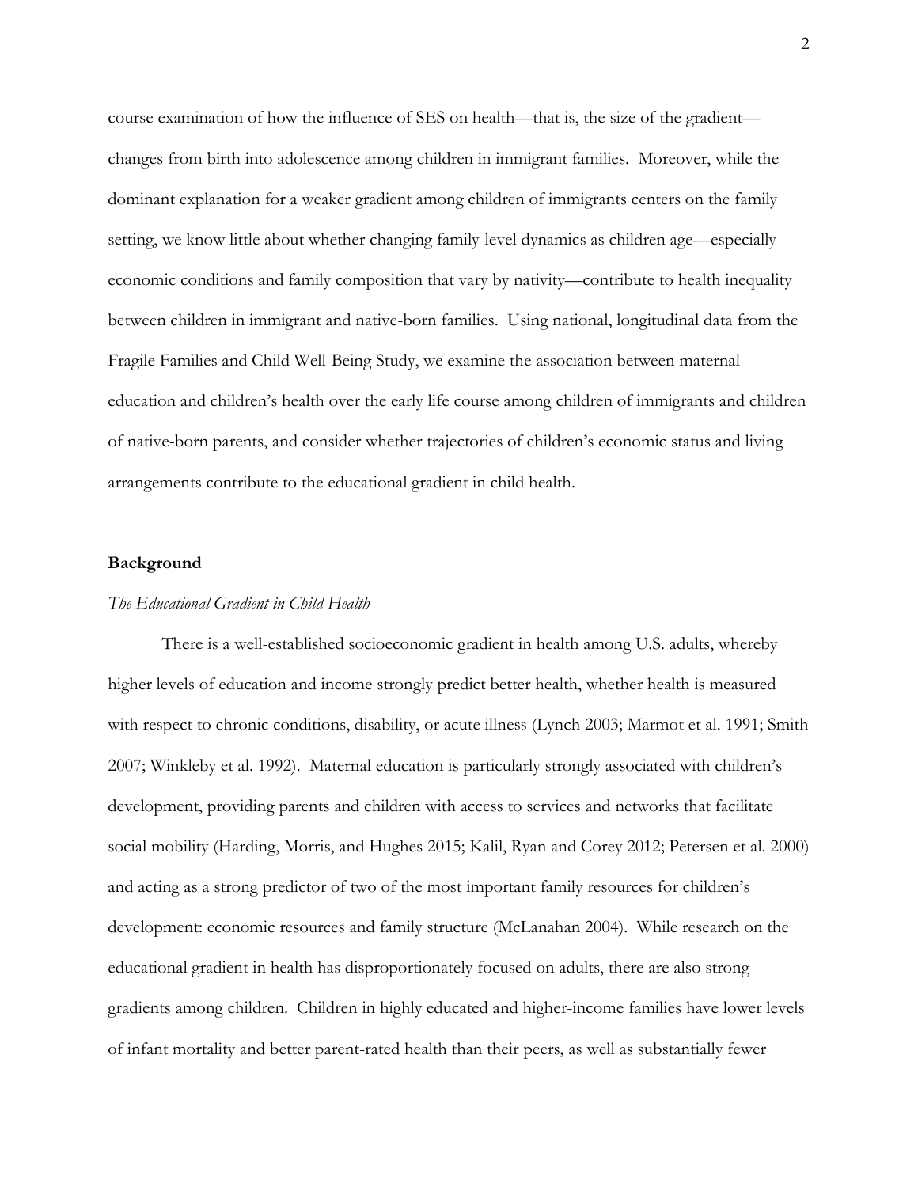course examination of how the influence of SES on health—that is, the size of the gradient—changes from birth into adolescence among children in immigrant families. Moreover, while the dominant explanation for a weaker gradient among children of immigrants centers on the family setting, we know little about whether changing family-level dynamics as children age—especially economic conditions and family composition that vary by nativity—contribute to health inequality between children in immigrant and native-born families. Using national, longitudinal data from the Fragile Families and Child Well-Being Study, we examine the association between maternal education and children's health over the early life course among children of immigrants and children of native-born parents, and consider whether trajectories of children's economic status and living arrangements contribute to the educational gradient in child health.

## Background

### *The Educational Gradient in Child Health*

There is a well-established socioeconomic gradient in health among U.S. adults, whereby higher levels of education and income strongly predict better health, whether health is measured with respect to chronic conditions, disability, or acute illness (Lynch 2003; Marmot et al. 1991; Smith 2007; Winkleby et al. 1992). Maternal education is particularly strongly associated with children's development, providing parents and children with access to services and networks that facilitate social mobility (Harding, Morris, and Hughes 2015; Kalil, Ryan and Corey 2012; Petersen et al. 2000) and acting as a strong predictor of two of the most important family resources for children's development: economic resources and family structure (McLanahan 2004). While research on the educational gradient in health has disproportionately focused on adults, there are also strong gradients among children. Children in highly educated and higher-income families have lower levels of infant mortality and better parent-rated health than their peers, as well as substantially fewer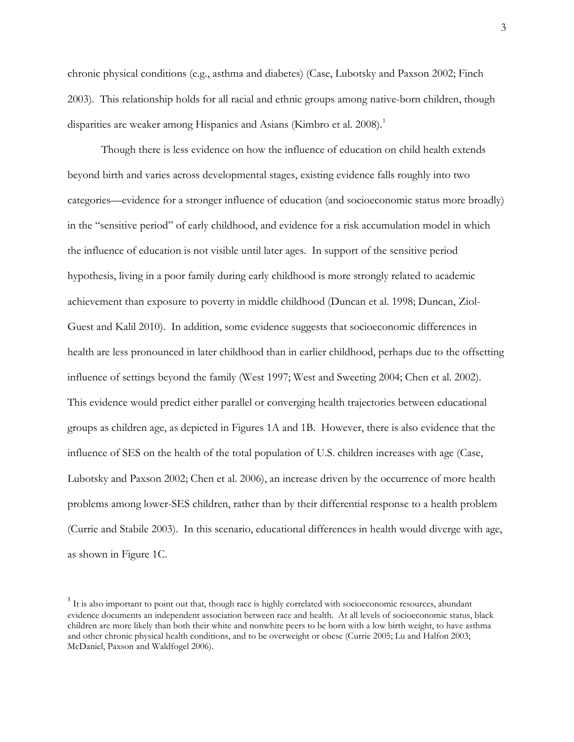chronic physical conditions (e.g., asthma and diabetes) (Case, Lubotsky and Paxson 2002; Finch 2003). This relationship holds for all racial and ethnic groups among native-born children, though disparities are weaker among Hispanics and Asians (Kimbro et al. 2008).[1]

Though there is less evidence on how the influence of education on child health extends beyond birth and varies across developmental stages, existing evidence falls roughly into two categories—evidence for a stronger influence of education (and socioeconomic status more broadly) in the "sensitive period" of early childhood, and evidence for a risk accumulation model in which the influence of education is not visible until later ages. In support of the sensitive period hypothesis, living in a poor family during early childhood is more strongly related to academic achievement than exposure to poverty in middle childhood (Duncan et al. 1998; Duncan, Ziol-Guest and Kalil 2010). In addition, some evidence suggests that socioeconomic differences in health are less pronounced in later childhood than in earlier childhood, perhaps due to the offsetting influence of settings beyond the family (West 1997; West and Sweeting 2004; Chen et al. 2002). This evidence would predict either parallel or converging health trajectories between educational groups as children age, as depicted in Figures 1A and 1B. However, there is also evidence that the influence of SES on the health of the total population of U.S. children increases with age (Case, Lubotsky and Paxson 2002; Chen et al. 2006), an increase driven by the occurrence of more health problems among lower-SES children, rather than by their differential response to a health problem (Currie and Stabile 2003). In this scenario, educational differences in health would diverge with age, as shown in Figure 1C.

[1] It is also important to point out that, though race is highly correlated with socioeconomic resources, abundant evidence documents an independent association between race and health. At all levels of socioeconomic status, black children are more likely than both their white and nonwhite peers to be born with a low birth weight, to have asthma and other chronic physical health conditions, and to be overweight or obese (Currie 2005; Lu and Halfon 2003; McDaniel, Paxson and Waldfogel 2006).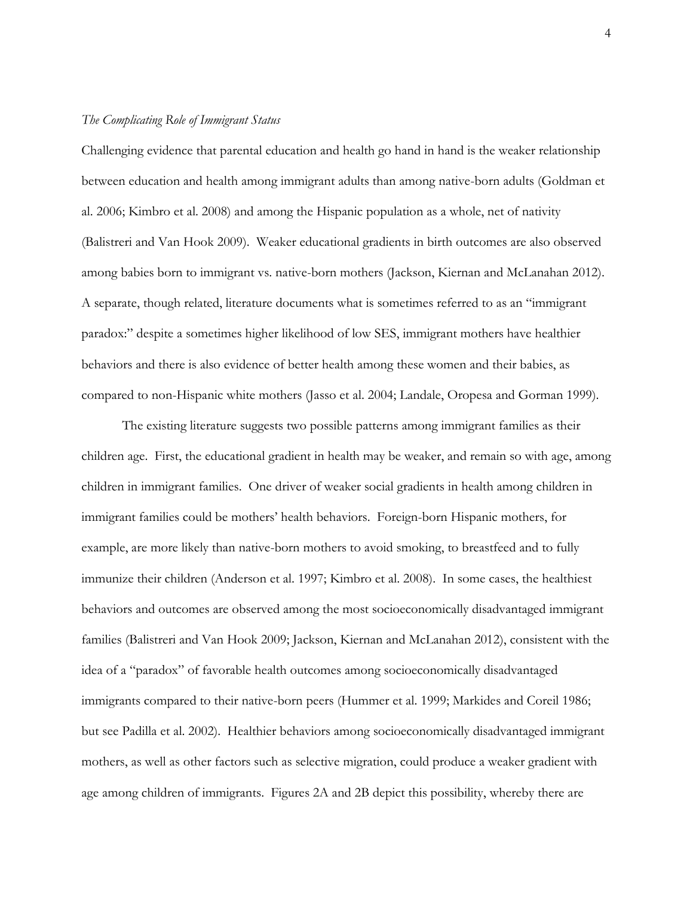*The Complicating Role of Immigrant Status*

Challenging evidence that parental education and health go hand in hand is the weaker relationship between education and health among immigrant adults than among native-born adults (Goldman et al. 2006; Kimbro et al. 2008) and among the Hispanic population as a whole, net of nativity (Balistreri and Van Hook 2009). Weaker educational gradients in birth outcomes are also observed among babies born to immigrant vs. native-born mothers (Jackson, Kiernan and McLanahan 2012). A separate, though related, literature documents what is sometimes referred to as an "immigrant paradox:" despite a sometimes higher likelihood of low SES, immigrant mothers have healthier behaviors and there is also evidence of better health among these women and their babies, as compared to non-Hispanic white mothers (Jasso et al. 2004; Landale, Oropesa and Gorman 1999).

The existing literature suggests two possible patterns among immigrant families as their children age. First, the educational gradient in health may be weaker, and remain so with age, among children in immigrant families. One driver of weaker social gradients in health among children in immigrant families could be mothers' health behaviors. Foreign-born Hispanic mothers, for example, are more likely than native-born mothers to avoid smoking, to breastfeed and to fully immunize their children (Anderson et al. 1997; Kimbro et al. 2008). In some cases, the healthiest behaviors and outcomes are observed among the most socioeconomically disadvantaged immigrant families (Balistreri and Van Hook 2009; Jackson, Kiernan and McLanahan 2012), consistent with the idea of a "paradox" of favorable health outcomes among socioeconomically disadvantaged immigrants compared to their native-born peers (Hummer et al. 1999; Markides and Coreil 1986; but see Padilla et al. 2002). Healthier behaviors among socioeconomically disadvantaged immigrant mothers, as well as other factors such as selective migration, could produce a weaker gradient with age among children of immigrants. Figures 2A and 2B depict this possibility, whereby there are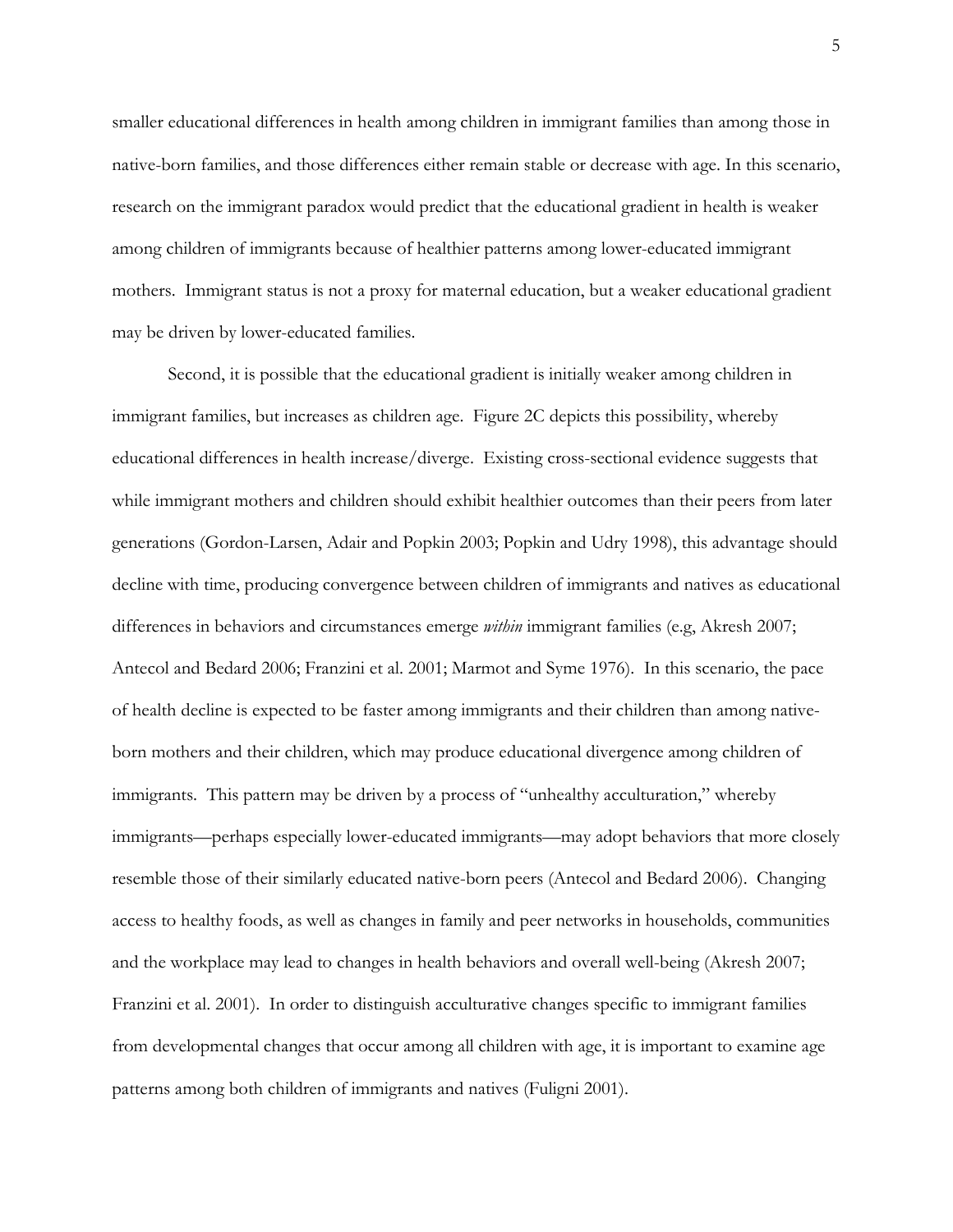smaller educational differences in health among children in immigrant families than among those in native-born families, and those differences either remain stable or decrease with age. In this scenario, research on the immigrant paradox would predict that the educational gradient in health is weaker among children of immigrants because of healthier patterns among lower-educated immigrant mothers. Immigrant status is not a proxy for maternal education, but a weaker educational gradient may be driven by lower-educated families.

Second, it is possible that the educational gradient is initially weaker among children in immigrant families, but increases as children age. Figure 2C depicts this possibility, whereby educational differences in health increase/diverge. Existing cross-sectional evidence suggests that while immigrant mothers and children should exhibit healthier outcomes than their peers from later generations (Gordon-Larsen, Adair and Popkin 2003; Popkin and Udry 1998), this advantage should decline with time, producing convergence between children of immigrants and natives as educational differences in behaviors and circumstances emerge *within* immigrant families (e.g, Akresh 2007; Antecol and Bedard 2006; Franzini et al. 2001; Marmot and Syme 1976). In this scenario, the pace of health decline is expected to be faster among immigrants and their children than among native-born mothers and their children, which may produce educational divergence among children of immigrants. This pattern may be driven by a process of "unhealthy acculturation," whereby immigrants—perhaps especially lower-educated immigrants—may adopt behaviors that more closely resemble those of their similarly educated native-born peers (Antecol and Bedard 2006). Changing access to healthy foods, as well as changes in family and peer networks in households, communities and the workplace may lead to changes in health behaviors and overall well-being (Akresh 2007; Franzini et al. 2001). In order to distinguish acculturative changes specific to immigrant families from developmental changes that occur among all children with age, it is important to examine age patterns among both children of immigrants and natives (Fuligni 2001).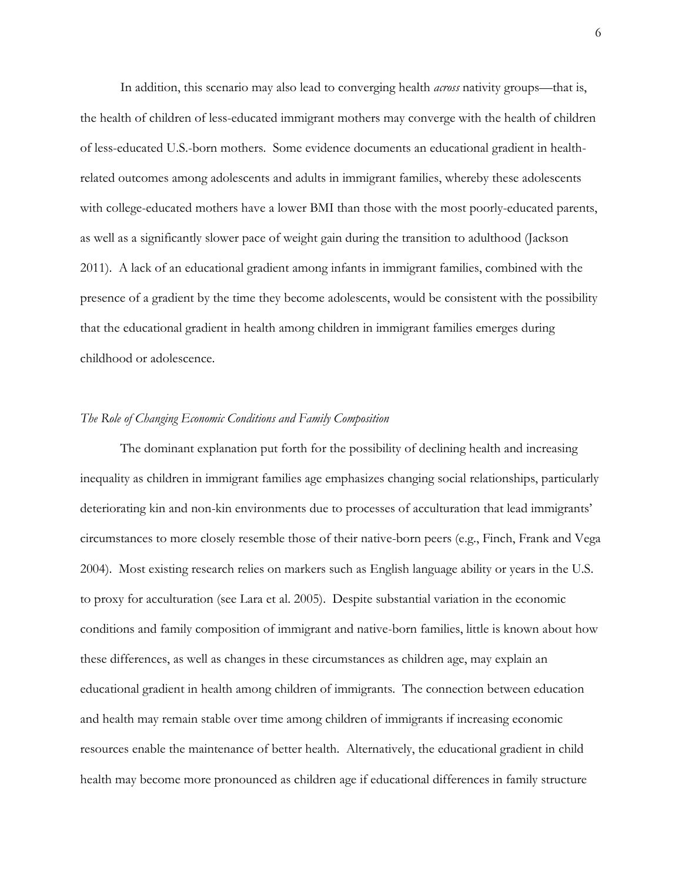In addition, this scenario may also lead to converging health *across* nativity groups—that is, the health of children of less-educated immigrant mothers may converge with the health of children of less-educated U.S.-born mothers. Some evidence documents an educational gradient in health-related outcomes among adolescents and adults in immigrant families, whereby these adolescents with college-educated mothers have a lower BMI than those with the most poorly-educated parents, as well as a significantly slower pace of weight gain during the transition to adulthood (Jackson 2011). A lack of an educational gradient among infants in immigrant families, combined with the presence of a gradient by the time they become adolescents, would be consistent with the possibility that the educational gradient in health among children in immigrant families emerges during childhood or adolescence.

*The Role of Changing Economic Conditions and Family Composition*

The dominant explanation put forth for the possibility of declining health and increasing inequality as children in immigrant families age emphasizes changing social relationships, particularly deteriorating kin and non-kin environments due to processes of acculturation that lead immigrants' circumstances to more closely resemble those of their native-born peers (e.g., Finch, Frank and Vega 2004). Most existing research relies on markers such as English language ability or years in the U.S. to proxy for acculturation (see Lara et al. 2005). Despite substantial variation in the economic conditions and family composition of immigrant and native-born families, little is known about how these differences, as well as changes in these circumstances as children age, may explain an educational gradient in health among children of immigrants. The connection between education and health may remain stable over time among children of immigrants if increasing economic resources enable the maintenance of better health. Alternatively, the educational gradient in child health may become more pronounced as children age if educational differences in family structure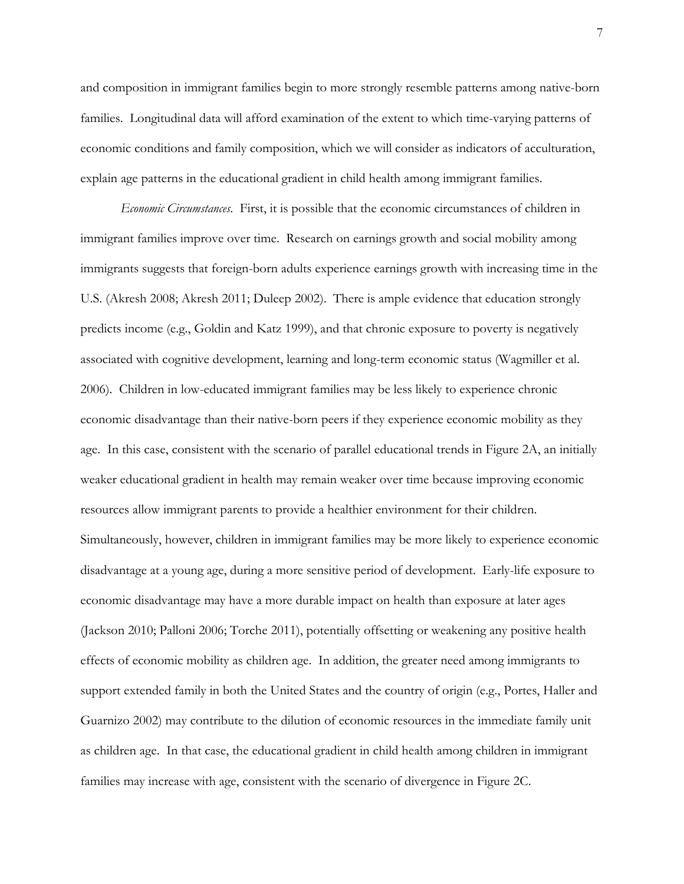and composition in immigrant families begin to more strongly resemble patterns among native-born families. Longitudinal data will afford examination of the extent to which time-varying patterns of economic conditions and family composition, which we will consider as indicators of acculturation, explain age patterns in the educational gradient in child health among immigrant families.

*Economic Circumstances*. First, it is possible that the economic circumstances of children in immigrant families improve over time. Research on earnings growth and social mobility among immigrants suggests that foreign-born adults experience earnings growth with increasing time in the U.S. (Akresh 2008; Akresh 2011; Duleep 2002). There is ample evidence that education strongly predicts income (e.g., Goldin and Katz 1999), and that chronic exposure to poverty is negatively associated with cognitive development, learning and long-term economic status (Wagmiller et al. 2006). Children in low-educated immigrant families may be less likely to experience chronic economic disadvantage than their native-born peers if they experience economic mobility as they age. In this case, consistent with the scenario of parallel educational trends in Figure 2A, an initially weaker educational gradient in health may remain weaker over time because improving economic resources allow immigrant parents to provide a healthier environment for their children. Simultaneously, however, children in immigrant families may be more likely to experience economic disadvantage at a young age, during a more sensitive period of development. Early-life exposure to economic disadvantage may have a more durable impact on health than exposure at later ages (Jackson 2010; Palloni 2006; Torche 2011), potentially offsetting or weakening any positive health effects of economic mobility as children age. In addition, the greater need among immigrants to support extended family in both the United States and the country of origin (e.g., Portes, Haller and Guarnizo 2002) may contribute to the dilution of economic resources in the immediate family unit as children age. In that case, the educational gradient in child health among children in immigrant families may increase with age, consistent with the scenario of divergence in Figure 2C.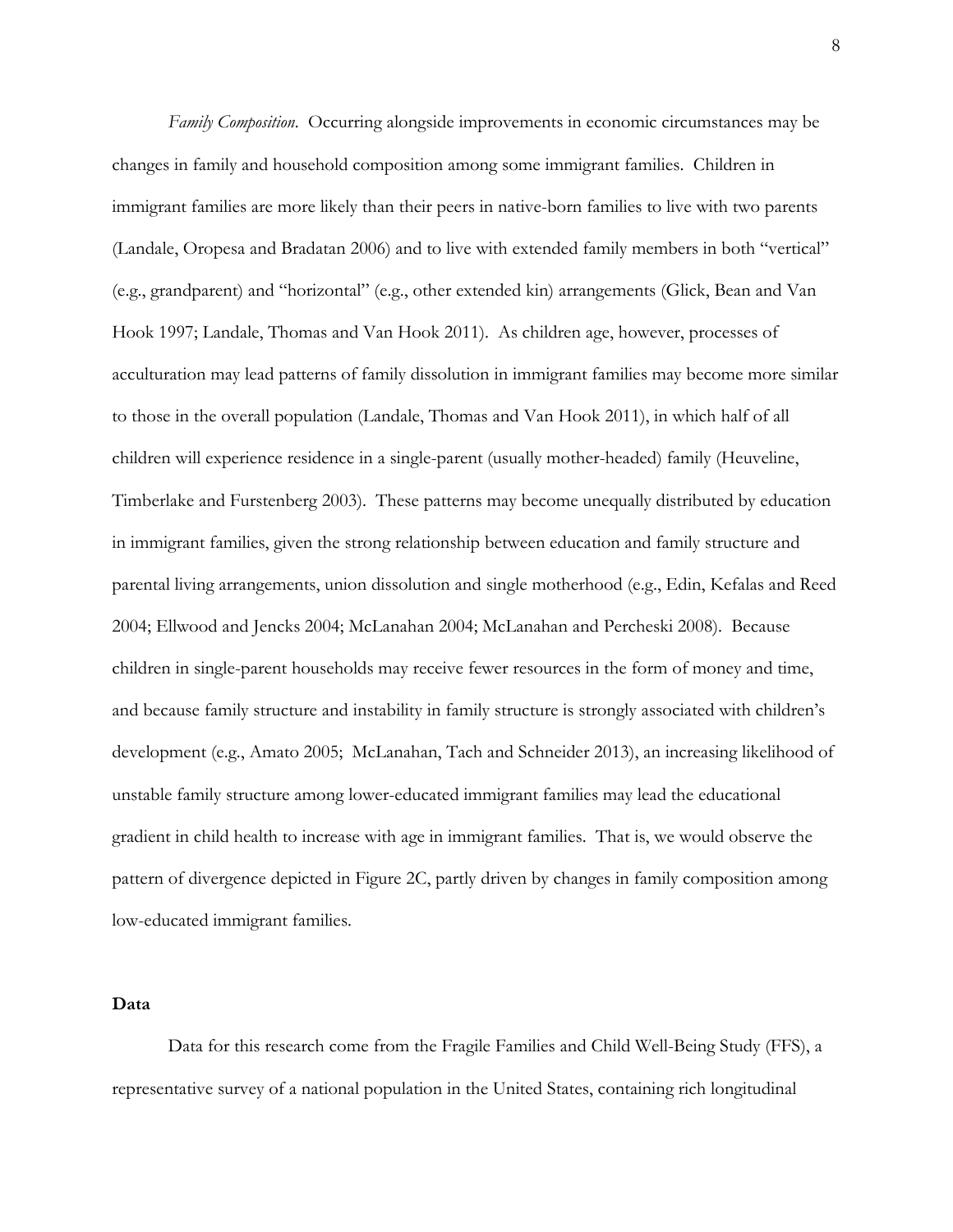*Family Composition*. Occurring alongside improvements in economic circumstances may be changes in family and household composition among some immigrant families. Children in immigrant families are more likely than their peers in native-born families to live with two parents (Landale, Oropesa and Bradatan 2006) and to live with extended family members in both "vertical" (e.g., grandparent) and "horizontal" (e.g., other extended kin) arrangements (Glick, Bean and Van Hook 1997; Landale, Thomas and Van Hook 2011). As children age, however, processes of acculturation may lead patterns of family dissolution in immigrant families may become more similar to those in the overall population (Landale, Thomas and Van Hook 2011), in which half of all children will experience residence in a single-parent (usually mother-headed) family (Heuveline, Timberlake and Furstenberg 2003). These patterns may become unequally distributed by education in immigrant families, given the strong relationship between education and family structure and parental living arrangements, union dissolution and single motherhood (e.g., Edin, Kefalas and Reed 2004; Ellwood and Jencks 2004; McLanahan 2004; McLanahan and Percheski 2008). Because children in single-parent households may receive fewer resources in the form of money and time, and because family structure and instability in family structure is strongly associated with children's development (e.g., Amato 2005; McLanahan, Tach and Schneider 2013), an increasing likelihood of unstable family structure among lower-educated immigrant families may lead the educational gradient in child health to increase with age in immigrant families. That is, we would observe the pattern of divergence depicted in Figure 2C, partly driven by changes in family composition among low-educated immigrant families.

## Data

Data for this research come from the Fragile Families and Child Well-Being Study (FFS), a representative survey of a national population in the United States, containing rich longitudinal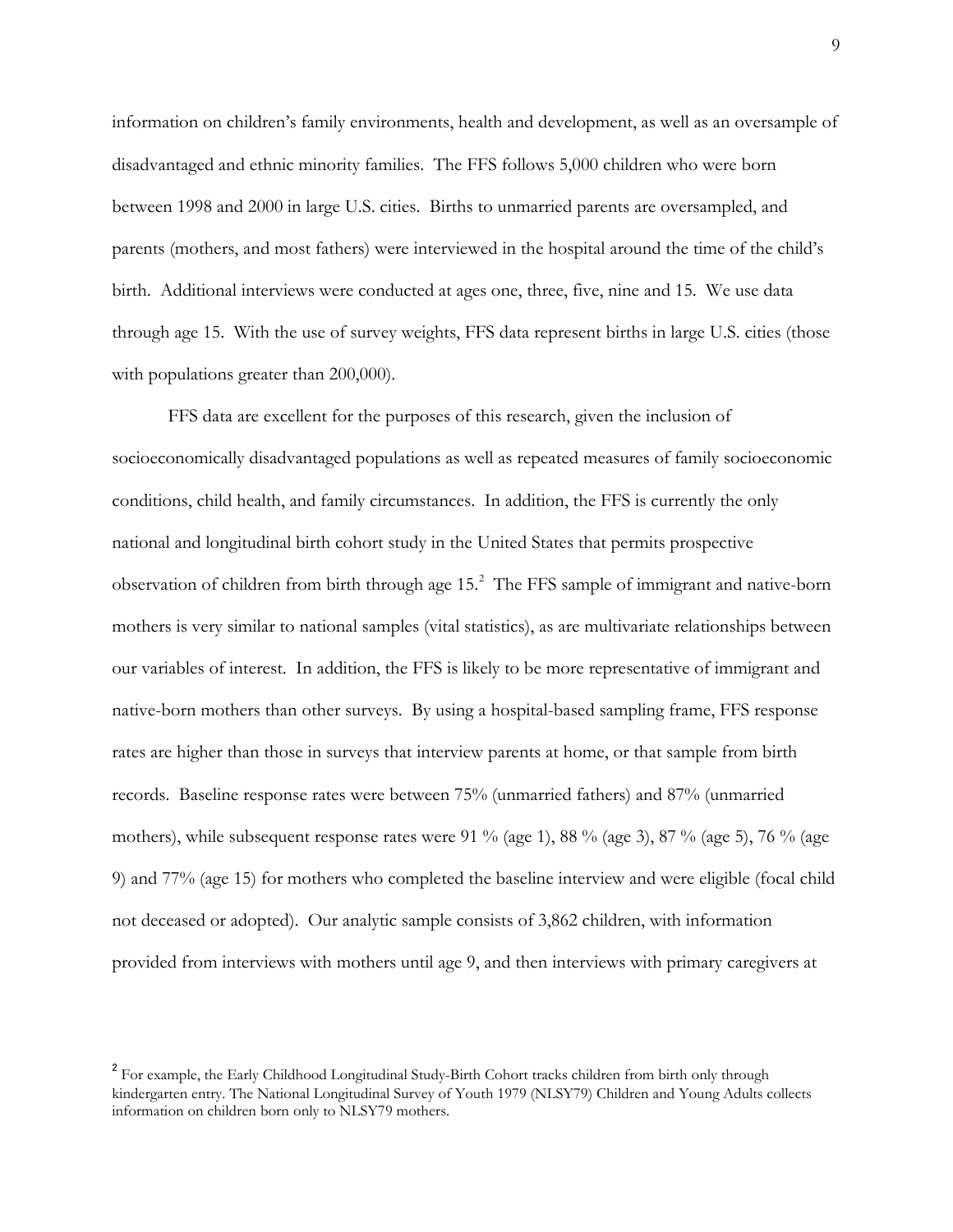information on children's family environments, health and development, as well as an oversample of disadvantaged and ethnic minority families. The FFS follows 5,000 children who were born between 1998 and 2000 in large U.S. cities. Births to unmarried parents are oversampled, and parents (mothers, and most fathers) were interviewed in the hospital around the time of the child's birth. Additional interviews were conducted at ages one, three, five, nine and 15. We use data through age 15. With the use of survey weights, FFS data represent births in large U.S. cities (those with populations greater than 200,000).

FFS data are excellent for the purposes of this research, given the inclusion of socioeconomically disadvantaged populations as well as repeated measures of family socioeconomic conditions, child health, and family circumstances. In addition, the FFS is currently the only national and longitudinal birth cohort study in the United States that permits prospective observation of children from birth through age 15.[2] The FFS sample of immigrant and native-born mothers is very similar to national samples (vital statistics), as are multivariate relationships between our variables of interest. In addition, the FFS is likely to be more representative of immigrant and native-born mothers than other surveys. By using a hospital-based sampling frame, FFS response rates are higher than those in surveys that interview parents at home, or that sample from birth records. Baseline response rates were between 75% (unmarried fathers) and 87% (unmarried mothers), while subsequent response rates were 91 % (age 1), 88 % (age 3), 87 % (age 5), 76 % (age 9) and 77% (age 15) for mothers who completed the baseline interview and were eligible (focal child not deceased or adopted). Our analytic sample consists of 3,862 children, with information provided from interviews with mothers until age 9, and then interviews with primary caregivers at

[2] For example, the Early Childhood Longitudinal Study-Birth Cohort tracks children from birth only through kindergarten entry. The National Longitudinal Survey of Youth 1979 (NLSY79) Children and Young Adults collects information on children born only to NLSY79 mothers.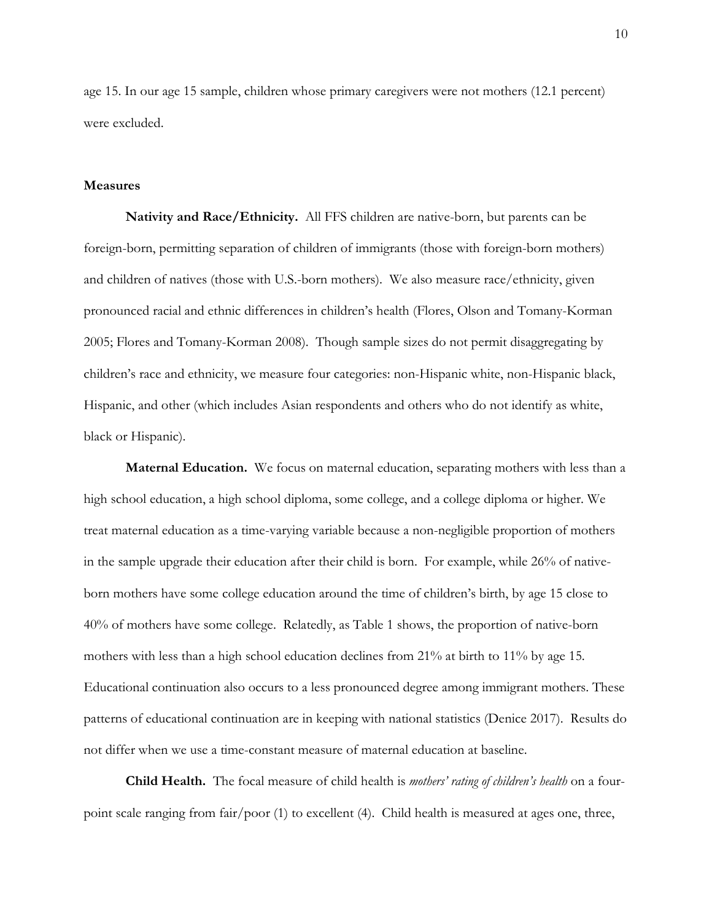age 15. In our age 15 sample, children whose primary caregivers were not mothers (12.1 percent) were excluded.

### Measures

**Nativity and Race/Ethnicity.** All FFS children are native-born, but parents can be foreign-born, permitting separation of children of immigrants (those with foreign-born mothers) and children of natives (those with U.S.-born mothers). We also measure race/ethnicity, given pronounced racial and ethnic differences in children's health (Flores, Olson and Tomany-Korman 2005; Flores and Tomany-Korman 2008). Though sample sizes do not permit disaggregating by children's race and ethnicity, we measure four categories: non-Hispanic white, non-Hispanic black, Hispanic, and other (which includes Asian respondents and others who do not identify as white, black or Hispanic).

**Maternal Education.** We focus on maternal education, separating mothers with less than a high school education, a high school diploma, some college, and a college diploma or higher. We treat maternal education as a time-varying variable because a non-negligible proportion of mothers in the sample upgrade their education after their child is born. For example, while 26% of native-born mothers have some college education around the time of children's birth, by age 15 close to 40% of mothers have some college. Relatedly, as Table 1 shows, the proportion of native-born mothers with less than a high school education declines from 21% at birth to 11% by age 15. Educational continuation also occurs to a less pronounced degree among immigrant mothers. These patterns of educational continuation are in keeping with national statistics (Denice 2017). Results do not differ when we use a time-constant measure of maternal education at baseline.

**Child Health.** The focal measure of child health is *mothers' rating of children's health* on a four-point scale ranging from fair/poor (1) to excellent (4). Child health is measured at ages one, three,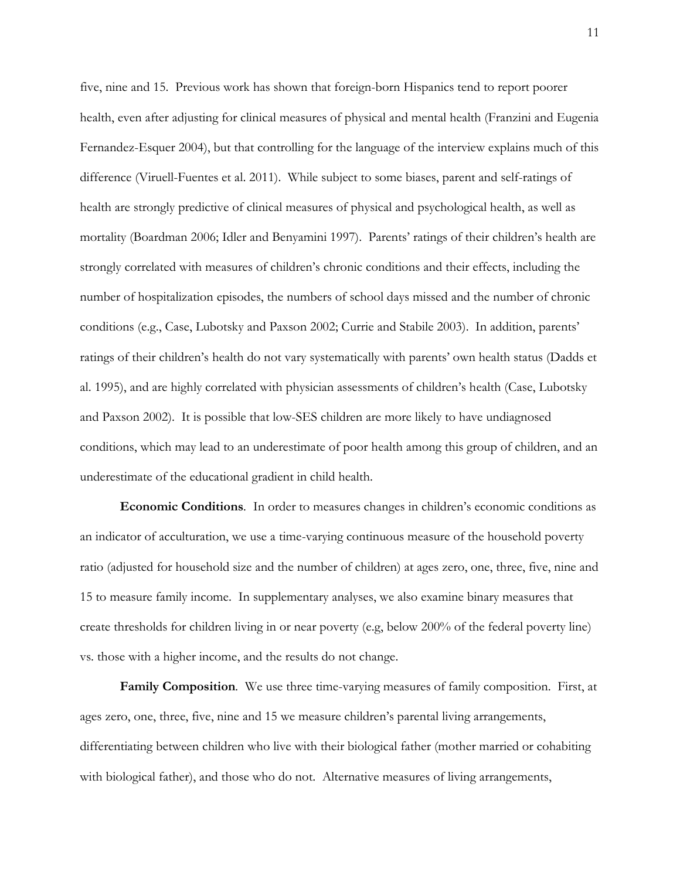five, nine and 15. Previous work has shown that foreign-born Hispanics tend to report poorer health, even after adjusting for clinical measures of physical and mental health (Franzini and Eugenia Fernandez-Esquer 2004), but that controlling for the language of the interview explains much of this difference (Viruell-Fuentes et al. 2011). While subject to some biases, parent and self-ratings of health are strongly predictive of clinical measures of physical and psychological health, as well as mortality (Boardman 2006; Idler and Benyamini 1997). Parents' ratings of their children's health are strongly correlated with measures of children's chronic conditions and their effects, including the number of hospitalization episodes, the numbers of school days missed and the number of chronic conditions (e.g., Case, Lubotsky and Paxson 2002; Currie and Stabile 2003). In addition, parents' ratings of their children's health do not vary systematically with parents' own health status (Dadds et al. 1995), and are highly correlated with physician assessments of children's health (Case, Lubotsky and Paxson 2002). It is possible that low-SES children are more likely to have undiagnosed conditions, which may lead to an underestimate of poor health among this group of children, and an underestimate of the educational gradient in child health.

**Economic Conditions**. In order to measures changes in children's economic conditions as an indicator of acculturation, we use a time-varying continuous measure of the household poverty ratio (adjusted for household size and the number of children) at ages zero, one, three, five, nine and 15 to measure family income. In supplementary analyses, we also examine binary measures that create thresholds for children living in or near poverty (e.g, below 200% of the federal poverty line) vs. those with a higher income, and the results do not change.

**Family Composition**. We use three time-varying measures of family composition. First, at ages zero, one, three, five, nine and 15 we measure children's parental living arrangements, differentiating between children who live with their biological father (mother married or cohabiting with biological father), and those who do not. Alternative measures of living arrangements,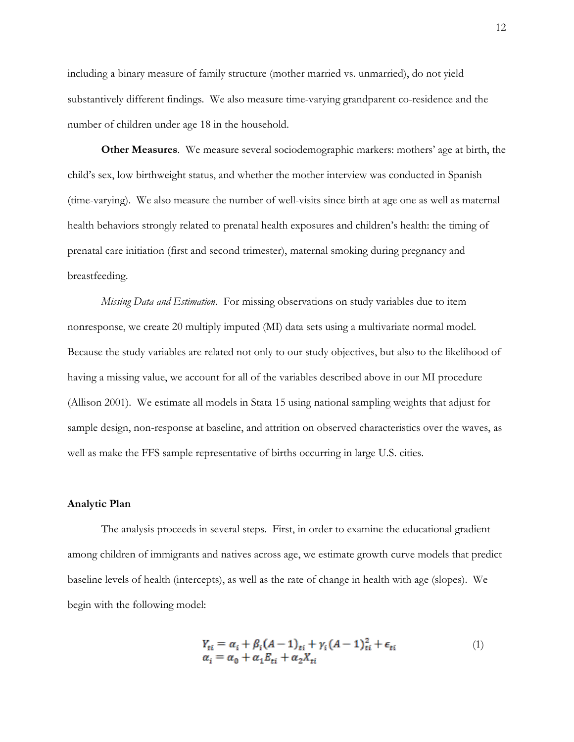including a binary measure of family structure (mother married vs. unmarried), do not yield substantively different findings. We also measure time-varying grandparent co-residence and the number of children under age 18 in the household.

**Other Measures**. We measure several sociodemographic markers: mothers' age at birth, the child's sex, low birthweight status, and whether the mother interview was conducted in Spanish (time-varying). We also measure the number of well-visits since birth at age one as well as maternal health behaviors strongly related to prenatal health exposures and children's health: the timing of prenatal care initiation (first and second trimester), maternal smoking during pregnancy and breastfeeding.

*Missing Data and Estimation*. For missing observations on study variables due to item nonresponse, we create 20 multiply imputed (MI) data sets using a multivariate normal model. Because the study variables are related not only to our study objectives, but also to the likelihood of having a missing value, we account for all of the variables described above in our MI procedure (Allison 2001). We estimate all models in Stata 15 using national sampling weights that adjust for sample design, non-response at baseline, and attrition on observed characteristics over the waves, as well as make the FFS sample representative of births occurring in large U.S. cities.

### Analytic Plan

The analysis proceeds in several steps. First, in order to examine the educational gradient among children of immigrants and natives across age, we estimate growth curve models that predict baseline levels of health (intercepts), as well as the rate of change in health with age (slopes). We begin with the following model:

$$
\begin{aligned}
Y_{ti} &= \alpha_i + \beta_i (A-1)_{ti} + \gamma_i (A-1)^2_{ti} + \epsilon_{ti} \\
\alpha_i &= \alpha_0 + \alpha_1 E_{ti} + \alpha_2 X_{ti}
\end{aligned}
\tag{1}
$$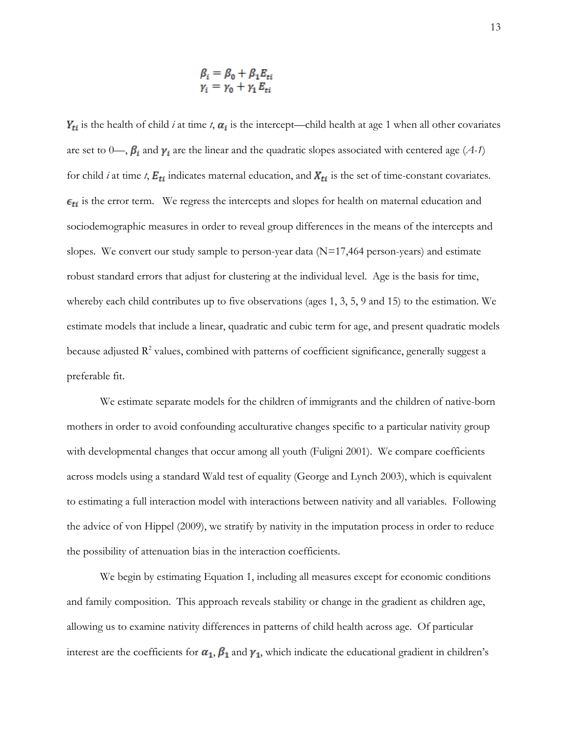$$\beta_i = \beta_0 + \beta_1 E_{ti}$$
$$\gamma_i = \gamma_0 + \gamma_1 E_{ti}$$

$\boldsymbol{Y_{ti}}$ is the health of child *i* at time *t*, $\boldsymbol{\alpha_i}$ is the intercept—child health at age 1 when all other covariates are set to 0—, $\boldsymbol{\beta_i}$ and $\boldsymbol{\gamma_i}$ are the linear and the quadratic slopes associated with centered age (*A-1*) for child *i* at time *t*, $\boldsymbol{E_{ti}}$ indicates maternal education, and $\boldsymbol{X_{ti}}$ is the set of time-constant covariates. $\boldsymbol{\epsilon_{ti}}$ is the error term. We regress the intercepts and slopes for health on maternal education and sociodemographic measures in order to reveal group differences in the means of the intercepts and slopes. We convert our study sample to person-year data (N=17,464 person-years) and estimate robust standard errors that adjust for clustering at the individual level. Age is the basis for time, whereby each child contributes up to five observations (ages 1, 3, 5, 9 and 15) to the estimation. We estimate models that include a linear, quadratic and cubic term for age, and present quadratic models because adjusted $R^2$ values, combined with patterns of coefficient significance, generally suggest a preferable fit.

We estimate separate models for the children of immigrants and the children of native-born mothers in order to avoid confounding acculturative changes specific to a particular nativity group with developmental changes that occur among all youth (Fuligni 2001). We compare coefficients across models using a standard Wald test of equality (George and Lynch 2003), which is equivalent to estimating a full interaction model with interactions between nativity and all variables. Following the advice of von Hippel (2009), we stratify by nativity in the imputation process in order to reduce the possibility of attenuation bias in the interaction coefficients.

We begin by estimating Equation 1, including all measures except for economic conditions and family composition. This approach reveals stability or change in the gradient as children age, allowing us to examine nativity differences in patterns of child health across age. Of particular interest are the coefficients for $\boldsymbol{\alpha_1}$, $\boldsymbol{\beta_1}$ and $\boldsymbol{\gamma_1}$, which indicate the educational gradient in children's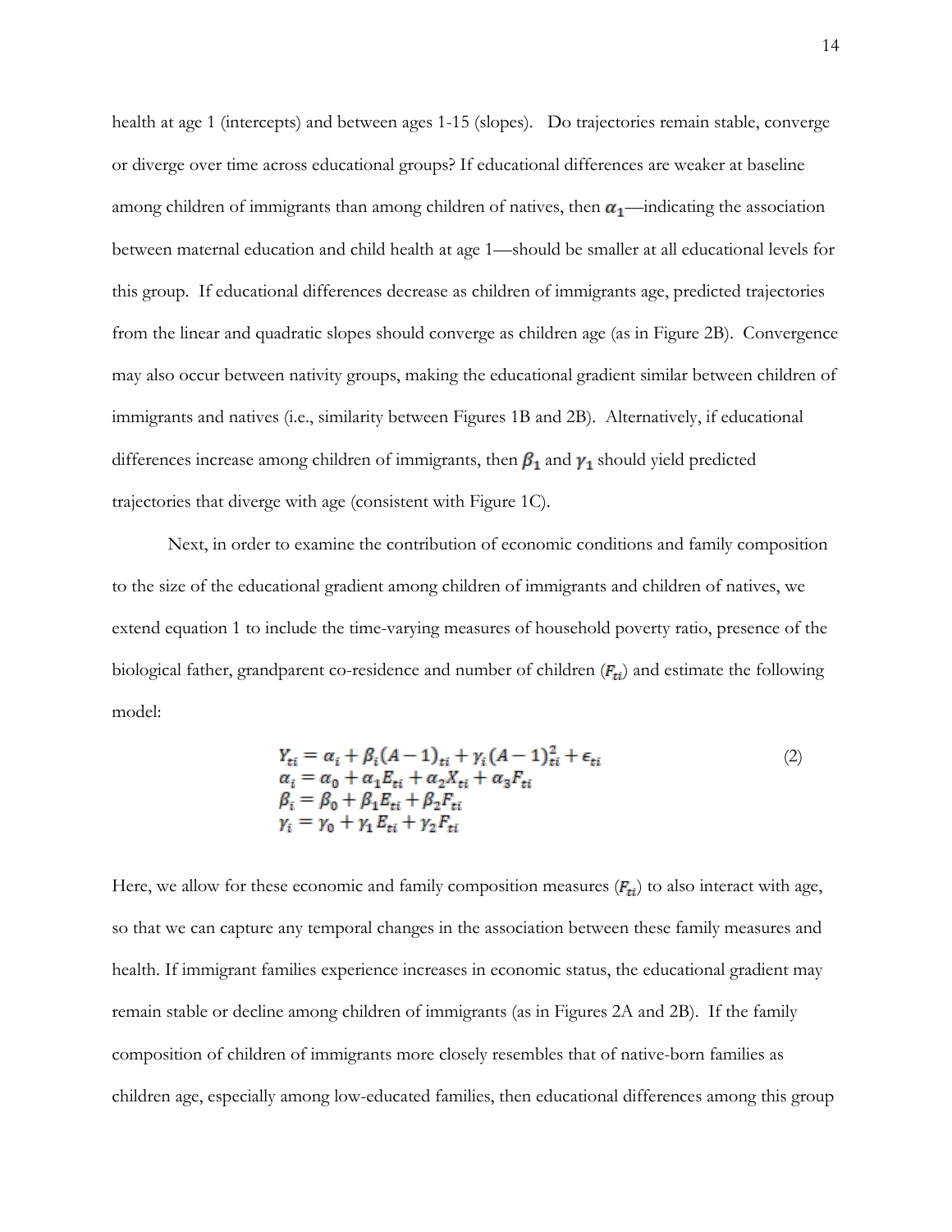health at age 1 (intercepts) and between ages 1-15 (slopes). Do trajectories remain stable, converge or diverge over time across educational groups? If educational differences are weaker at baseline among children of immigrants than among children of natives, then $\alpha_1$—indicating the association between maternal education and child health at age 1—should be smaller at all educational levels for this group. If educational differences decrease as children of immigrants age, predicted trajectories from the linear and quadratic slopes should converge as children age (as in Figure 2B). Convergence may also occur between nativity groups, making the educational gradient similar between children of immigrants and natives (i.e., similarity between Figures 1B and 2B). Alternatively, if educational differences increase among children of immigrants, then $\beta_1$ and $\gamma_1$ should yield predicted trajectories that diverge with age (consistent with Figure 1C).

Next, in order to examine the contribution of economic conditions and family composition to the size of the educational gradient among children of immigrants and children of natives, we extend equation 1 to include the time-varying measures of household poverty ratio, presence of the biological father, grandparent co-residence and number of children ($F_{ti}$) and estimate the following model:

$$
\begin{aligned}
Y_{ti} &= \alpha_i + \beta_i (A-1)_{ti} + \gamma_i (A-1)^2_{ti} + \epsilon_{ti} \\
\alpha_i &= \alpha_0 + \alpha_1 E_{ti} + \alpha_2 X_{ti} + \alpha_3 F_{ti} \\
\beta_i &= \beta_0 + \beta_1 E_{ti} + \beta_2 F_{ti} \\
\gamma_i &= \gamma_0 + \gamma_1 E_{ti} + \gamma_2 F_{ti}
\end{aligned}
\tag{2}
$$

Here, we allow for these economic and family composition measures ($F_{ti}$) to also interact with age, so that we can capture any temporal changes in the association between these family measures and health. If immigrant families experience increases in economic status, the educational gradient may remain stable or decline among children of immigrants (as in Figures 2A and 2B). If the family composition of children of immigrants more closely resembles that of native-born families as children age, especially among low-educated families, then educational differences among this group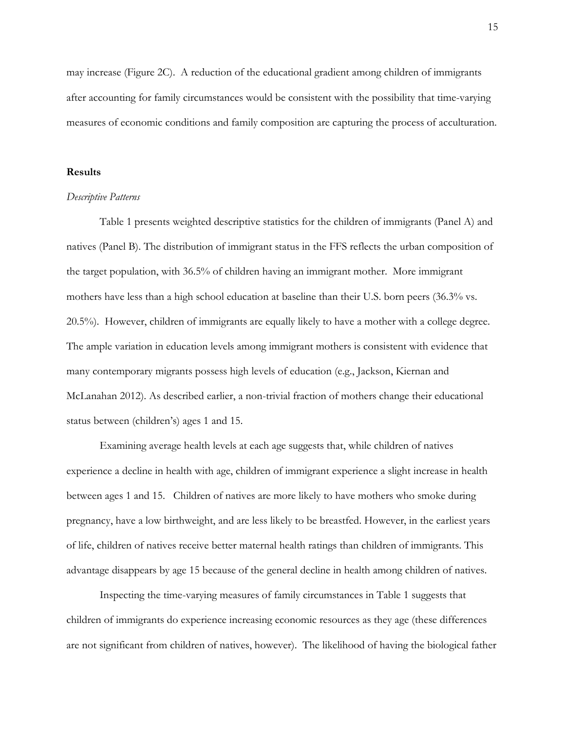may increase (Figure 2C). A reduction of the educational gradient among children of immigrants after accounting for family circumstances would be consistent with the possibility that time-varying measures of economic conditions and family composition are capturing the process of acculturation.

## Results

### *Descriptive Patterns*

Table 1 presents weighted descriptive statistics for the children of immigrants (Panel A) and natives (Panel B). The distribution of immigrant status in the FFS reflects the urban composition of the target population, with 36.5% of children having an immigrant mother. More immigrant mothers have less than a high school education at baseline than their U.S. born peers (36.3% vs. 20.5%). However, children of immigrants are equally likely to have a mother with a college degree. The ample variation in education levels among immigrant mothers is consistent with evidence that many contemporary migrants possess high levels of education (e.g., Jackson, Kiernan and McLanahan 2012). As described earlier, a non-trivial fraction of mothers change their educational status between (children's) ages 1 and 15.

Examining average health levels at each age suggests that, while children of natives experience a decline in health with age, children of immigrant experience a slight increase in health between ages 1 and 15. Children of natives are more likely to have mothers who smoke during pregnancy, have a low birthweight, and are less likely to be breastfed. However, in the earliest years of life, children of natives receive better maternal health ratings than children of immigrants. This advantage disappears by age 15 because of the general decline in health among children of natives.

Inspecting the time-varying measures of family circumstances in Table 1 suggests that children of immigrants do experience increasing economic resources as they age (these differences are not significant from children of natives, however). The likelihood of having the biological father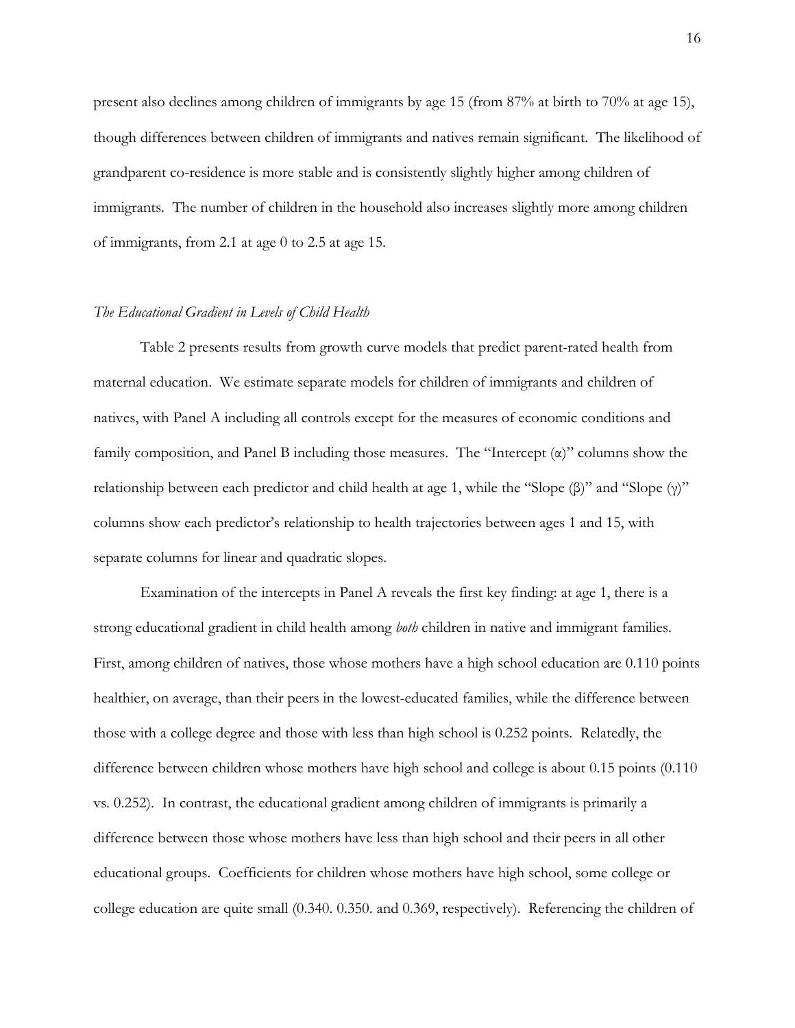present also declines among children of immigrants by age 15 (from 87% at birth to 70% at age 15), though differences between children of immigrants and natives remain significant. The likelihood of grandparent co-residence is more stable and is consistently slightly higher among children of immigrants. The number of children in the household also increases slightly more among children of immigrants, from 2.1 at age 0 to 2.5 at age 15.

*The Educational Gradient in Levels of Child Health*

Table 2 presents results from growth curve models that predict parent-rated health from maternal education. We estimate separate models for children of immigrants and children of natives, with Panel A including all controls except for the measures of economic conditions and family composition, and Panel B including those measures. The "Intercept (α)" columns show the relationship between each predictor and child health at age 1, while the "Slope (β)" and "Slope (γ)" columns show each predictor's relationship to health trajectories between ages 1 and 15, with separate columns for linear and quadratic slopes.

Examination of the intercepts in Panel A reveals the first key finding: at age 1, there is a strong educational gradient in child health among *both* children in native and immigrant families. First, among children of natives, those whose mothers have a high school education are 0.110 points healthier, on average, than their peers in the lowest-educated families, while the difference between those with a college degree and those with less than high school is 0.252 points. Relatedly, the difference between children whose mothers have high school and college is about 0.15 points (0.110 vs. 0.252). In contrast, the educational gradient among children of immigrants is primarily a difference between those whose mothers have less than high school and their peers in all other educational groups. Coefficients for children whose mothers have high school, some college or college education are quite small (0.340. 0.350. and 0.369, respectively). Referencing the children of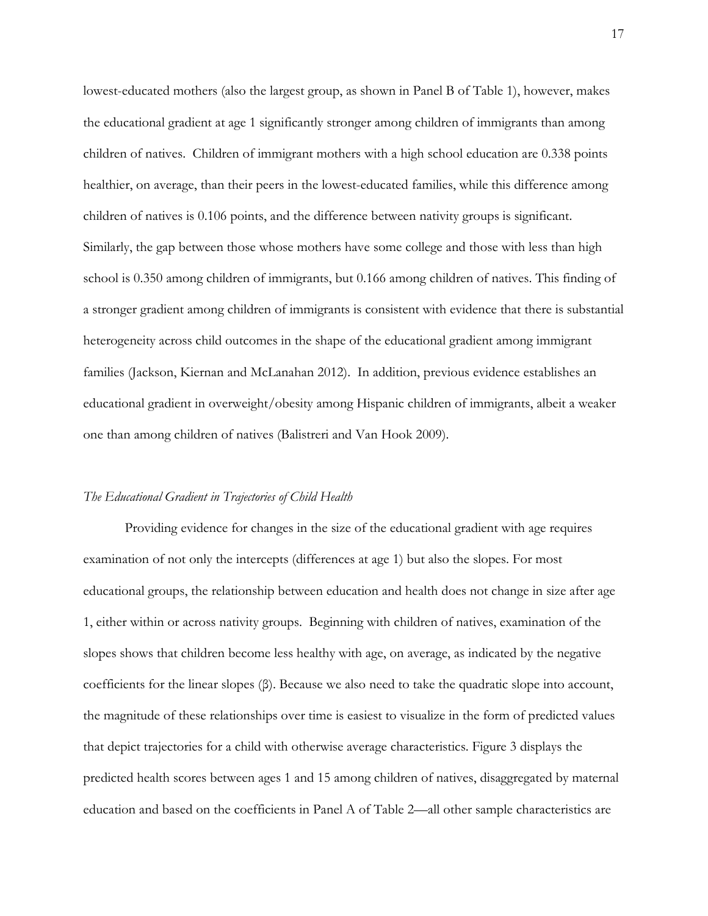lowest-educated mothers (also the largest group, as shown in Panel B of Table 1), however, makes the educational gradient at age 1 significantly stronger among children of immigrants than among children of natives. Children of immigrant mothers with a high school education are 0.338 points healthier, on average, than their peers in the lowest-educated families, while this difference among children of natives is 0.106 points, and the difference between nativity groups is significant. Similarly, the gap between those whose mothers have some college and those with less than high school is 0.350 among children of immigrants, but 0.166 among children of natives. This finding of a stronger gradient among children of immigrants is consistent with evidence that there is substantial heterogeneity across child outcomes in the shape of the educational gradient among immigrant families (Jackson, Kiernan and McLanahan 2012). In addition, previous evidence establishes an educational gradient in overweight/obesity among Hispanic children of immigrants, albeit a weaker one than among children of natives (Balistreri and Van Hook 2009).

*The Educational Gradient in Trajectories of Child Health*

Providing evidence for changes in the size of the educational gradient with age requires examination of not only the intercepts (differences at age 1) but also the slopes. For most educational groups, the relationship between education and health does not change in size after age 1, either within or across nativity groups. Beginning with children of natives, examination of the slopes shows that children become less healthy with age, on average, as indicated by the negative coefficients for the linear slopes (β). Because we also need to take the quadratic slope into account, the magnitude of these relationships over time is easiest to visualize in the form of predicted values that depict trajectories for a child with otherwise average characteristics. Figure 3 displays the predicted health scores between ages 1 and 15 among children of natives, disaggregated by maternal education and based on the coefficients in Panel A of Table 2—all other sample characteristics are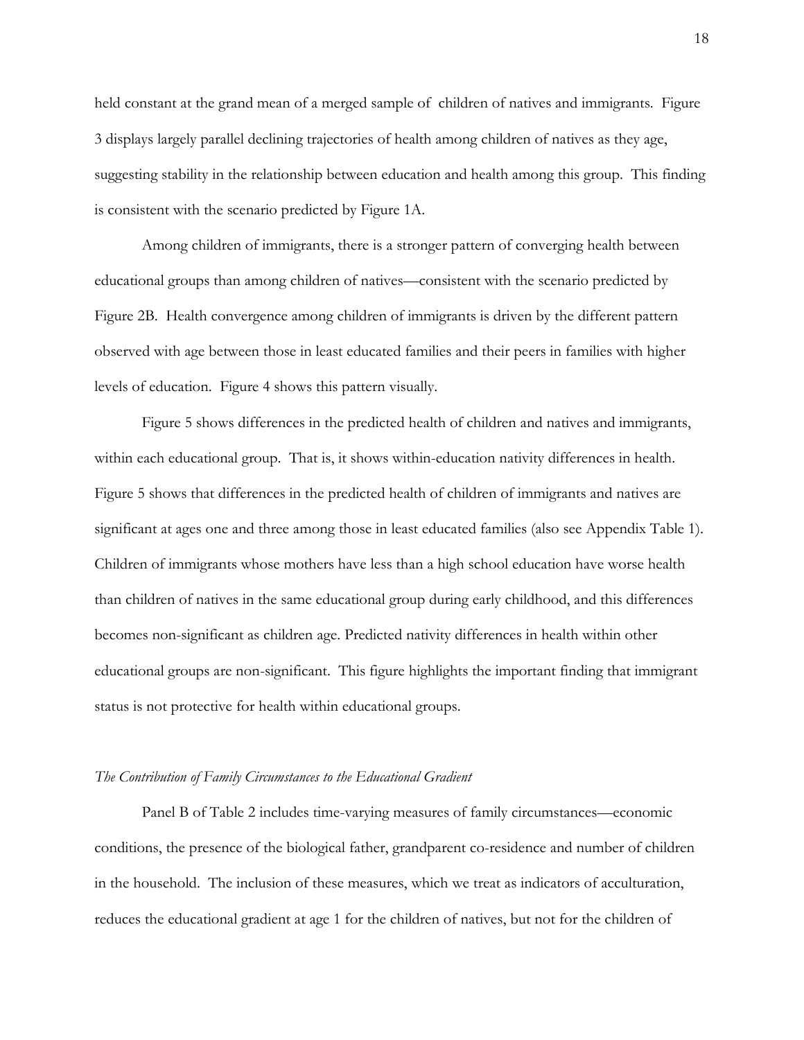held constant at the grand mean of a merged sample of children of natives and immigrants. Figure 3 displays largely parallel declining trajectories of health among children of natives as they age, suggesting stability in the relationship between education and health among this group. This finding is consistent with the scenario predicted by Figure 1A.

Among children of immigrants, there is a stronger pattern of converging health between educational groups than among children of natives—consistent with the scenario predicted by Figure 2B. Health convergence among children of immigrants is driven by the different pattern observed with age between those in least educated families and their peers in families with higher levels of education. Figure 4 shows this pattern visually.

Figure 5 shows differences in the predicted health of children and natives and immigrants, within each educational group. That is, it shows within-education nativity differences in health. Figure 5 shows that differences in the predicted health of children of immigrants and natives are significant at ages one and three among those in least educated families (also see Appendix Table 1). Children of immigrants whose mothers have less than a high school education have worse health than children of natives in the same educational group during early childhood, and this differences becomes non-significant as children age. Predicted nativity differences in health within other educational groups are non-significant. This figure highlights the important finding that immigrant status is not protective for health within educational groups.

*The Contribution of Family Circumstances to the Educational Gradient*

Panel B of Table 2 includes time-varying measures of family circumstances—economic conditions, the presence of the biological father, grandparent co-residence and number of children in the household. The inclusion of these measures, which we treat as indicators of acculturation, reduces the educational gradient at age 1 for the children of natives, but not for the children of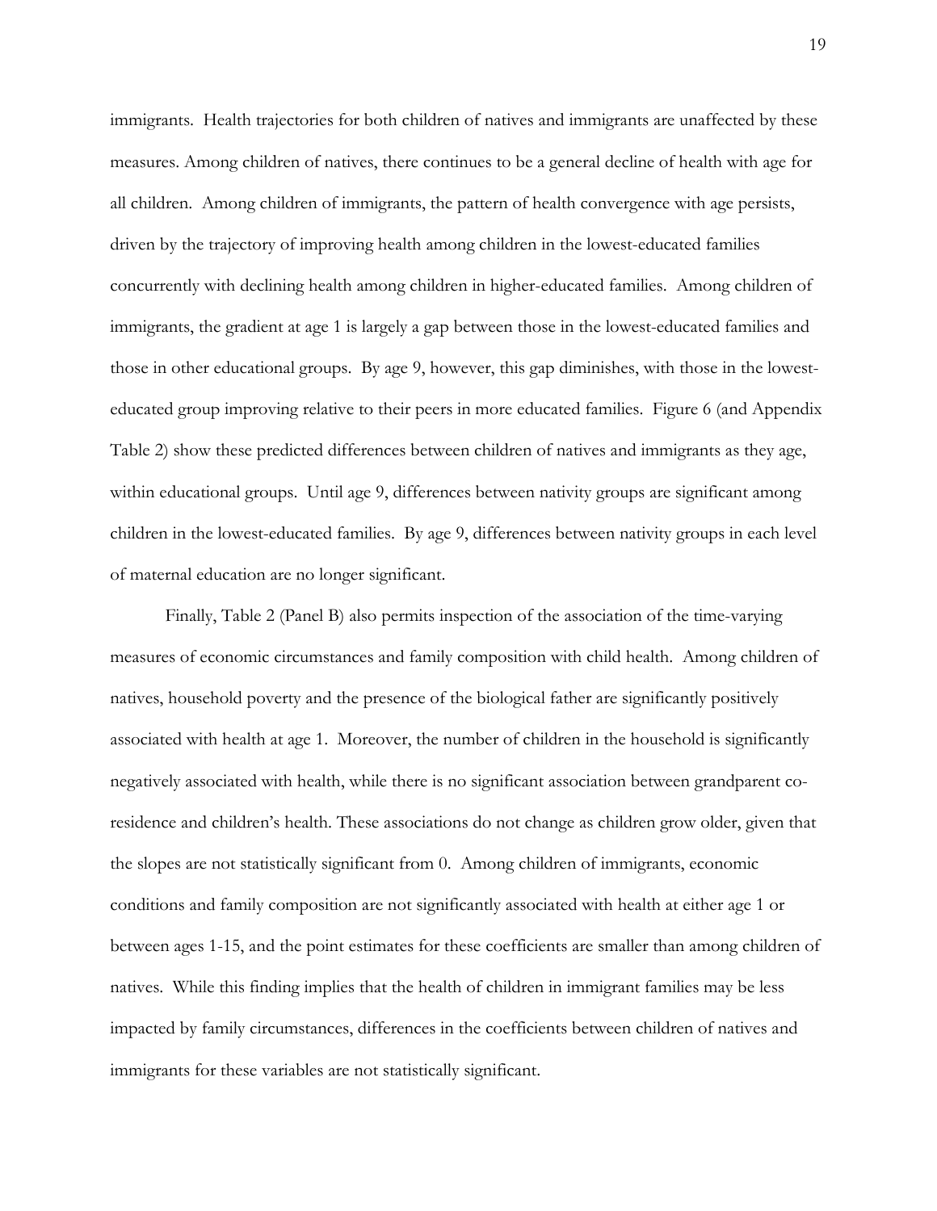immigrants. Health trajectories for both children of natives and immigrants are unaffected by these measures. Among children of natives, there continues to be a general decline of health with age for all children. Among children of immigrants, the pattern of health convergence with age persists, driven by the trajectory of improving health among children in the lowest-educated families concurrently with declining health among children in higher-educated families. Among children of immigrants, the gradient at age 1 is largely a gap between those in the lowest-educated families and those in other educational groups. By age 9, however, this gap diminishes, with those in the lowest-educated group improving relative to their peers in more educated families. Figure 6 (and Appendix Table 2) show these predicted differences between children of natives and immigrants as they age, within educational groups. Until age 9, differences between nativity groups are significant among children in the lowest-educated families. By age 9, differences between nativity groups in each level of maternal education are no longer significant.

Finally, Table 2 (Panel B) also permits inspection of the association of the time-varying measures of economic circumstances and family composition with child health. Among children of natives, household poverty and the presence of the biological father are significantly positively associated with health at age 1. Moreover, the number of children in the household is significantly negatively associated with health, while there is no significant association between grandparent co-residence and children's health. These associations do not change as children grow older, given that the slopes are not statistically significant from 0. Among children of immigrants, economic conditions and family composition are not significantly associated with health at either age 1 or between ages 1-15, and the point estimates for these coefficients are smaller than among children of natives. While this finding implies that the health of children in immigrant families may be less impacted by family circumstances, differences in the coefficients between children of natives and immigrants for these variables are not statistically significant.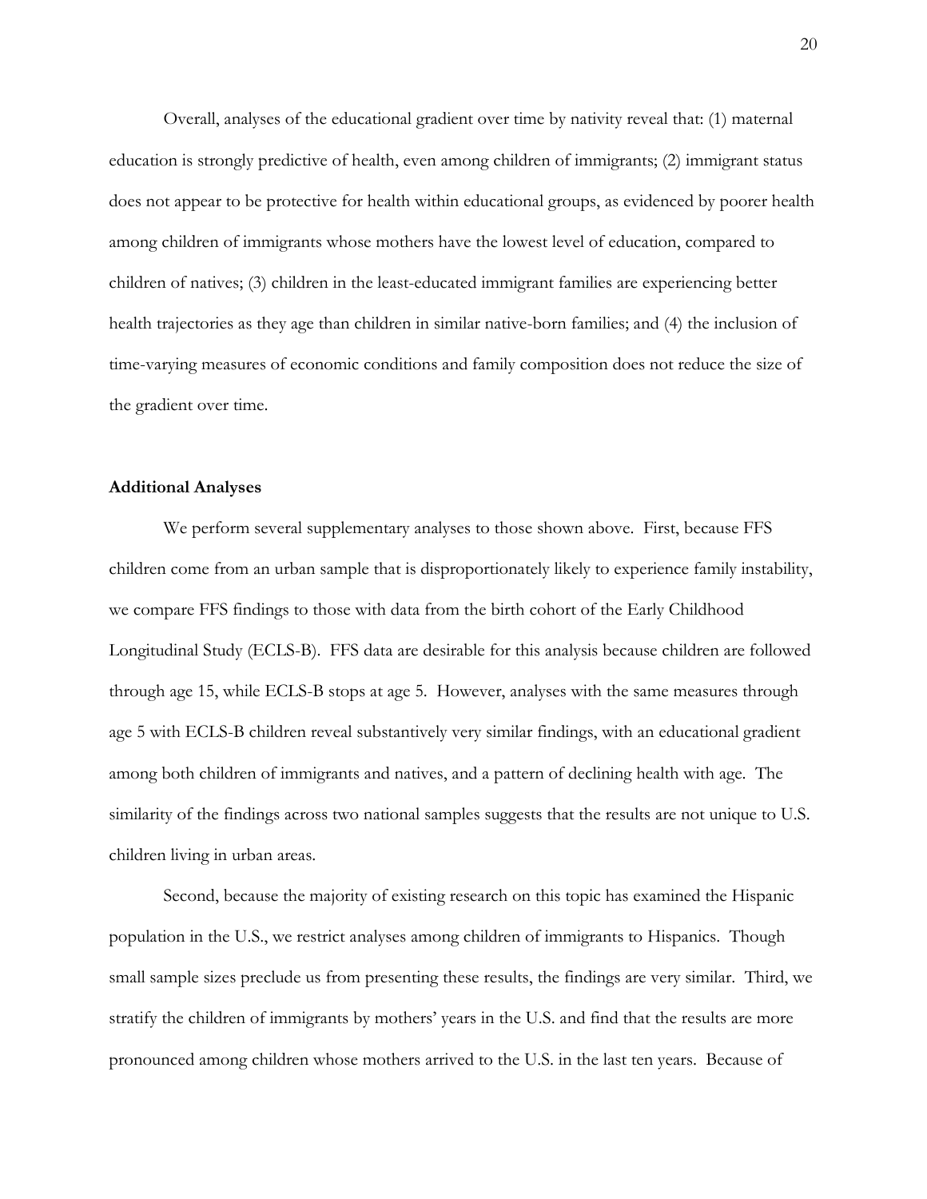Overall, analyses of the educational gradient over time by nativity reveal that: (1) maternal education is strongly predictive of health, even among children of immigrants; (2) immigrant status does not appear to be protective for health within educational groups, as evidenced by poorer health among children of immigrants whose mothers have the lowest level of education, compared to children of natives; (3) children in the least-educated immigrant families are experiencing better health trajectories as they age than children in similar native-born families; and (4) the inclusion of time-varying measures of economic conditions and family composition does not reduce the size of the gradient over time.

**Additional Analyses**

We perform several supplementary analyses to those shown above. First, because FFS children come from an urban sample that is disproportionately likely to experience family instability, we compare FFS findings to those with data from the birth cohort of the Early Childhood Longitudinal Study (ECLS-B). FFS data are desirable for this analysis because children are followed through age 15, while ECLS-B stops at age 5. However, analyses with the same measures through age 5 with ECLS-B children reveal substantively very similar findings, with an educational gradient among both children of immigrants and natives, and a pattern of declining health with age. The similarity of the findings across two national samples suggests that the results are not unique to U.S. children living in urban areas.

Second, because the majority of existing research on this topic has examined the Hispanic population in the U.S., we restrict analyses among children of immigrants to Hispanics. Though small sample sizes preclude us from presenting these results, the findings are very similar. Third, we stratify the children of immigrants by mothers' years in the U.S. and find that the results are more pronounced among children whose mothers arrived to the U.S. in the last ten years. Because of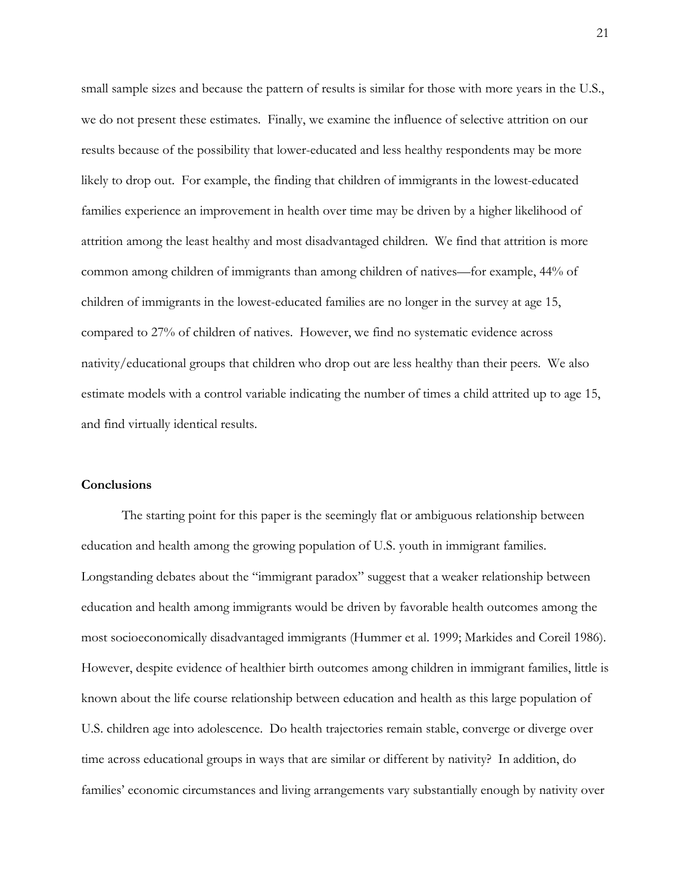small sample sizes and because the pattern of results is similar for those with more years in the U.S., we do not present these estimates. Finally, we examine the influence of selective attrition on our results because of the possibility that lower-educated and less healthy respondents may be more likely to drop out. For example, the finding that children of immigrants in the lowest-educated families experience an improvement in health over time may be driven by a higher likelihood of attrition among the least healthy and most disadvantaged children. We find that attrition is more common among children of immigrants than among children of natives—for example, 44% of children of immigrants in the lowest-educated families are no longer in the survey at age 15, compared to 27% of children of natives. However, we find no systematic evidence across nativity/educational groups that children who drop out are less healthy than their peers. We also estimate models with a control variable indicating the number of times a child attrited up to age 15, and find virtually identical results.

**Conclusions**

The starting point for this paper is the seemingly flat or ambiguous relationship between education and health among the growing population of U.S. youth in immigrant families. Longstanding debates about the "immigrant paradox" suggest that a weaker relationship between education and health among immigrants would be driven by favorable health outcomes among the most socioeconomically disadvantaged immigrants (Hummer et al. 1999; Markides and Coreil 1986). However, despite evidence of healthier birth outcomes among children in immigrant families, little is known about the life course relationship between education and health as this large population of U.S. children age into adolescence. Do health trajectories remain stable, converge or diverge over time across educational groups in ways that are similar or different by nativity? In addition, do families' economic circumstances and living arrangements vary substantially enough by nativity over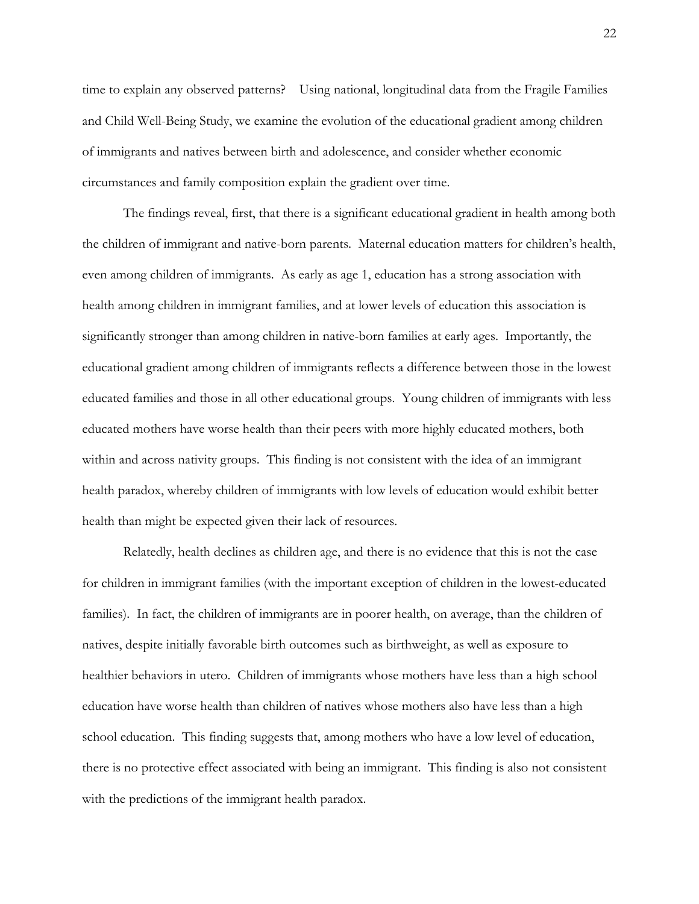time to explain any observed patterns? Using national, longitudinal data from the Fragile Families and Child Well-Being Study, we examine the evolution of the educational gradient among children of immigrants and natives between birth and adolescence, and consider whether economic circumstances and family composition explain the gradient over time.

The findings reveal, first, that there is a significant educational gradient in health among both the children of immigrant and native-born parents. Maternal education matters for children's health, even among children of immigrants. As early as age 1, education has a strong association with health among children in immigrant families, and at lower levels of education this association is significantly stronger than among children in native-born families at early ages. Importantly, the educational gradient among children of immigrants reflects a difference between those in the lowest educated families and those in all other educational groups. Young children of immigrants with less educated mothers have worse health than their peers with more highly educated mothers, both within and across nativity groups. This finding is not consistent with the idea of an immigrant health paradox, whereby children of immigrants with low levels of education would exhibit better health than might be expected given their lack of resources.

Relatedly, health declines as children age, and there is no evidence that this is not the case for children in immigrant families (with the important exception of children in the lowest-educated families). In fact, the children of immigrants are in poorer health, on average, than the children of natives, despite initially favorable birth outcomes such as birthweight, as well as exposure to healthier behaviors in utero. Children of immigrants whose mothers have less than a high school education have worse health than children of natives whose mothers also have less than a high school education. This finding suggests that, among mothers who have a low level of education, there is no protective effect associated with being an immigrant. This finding is also not consistent with the predictions of the immigrant health paradox.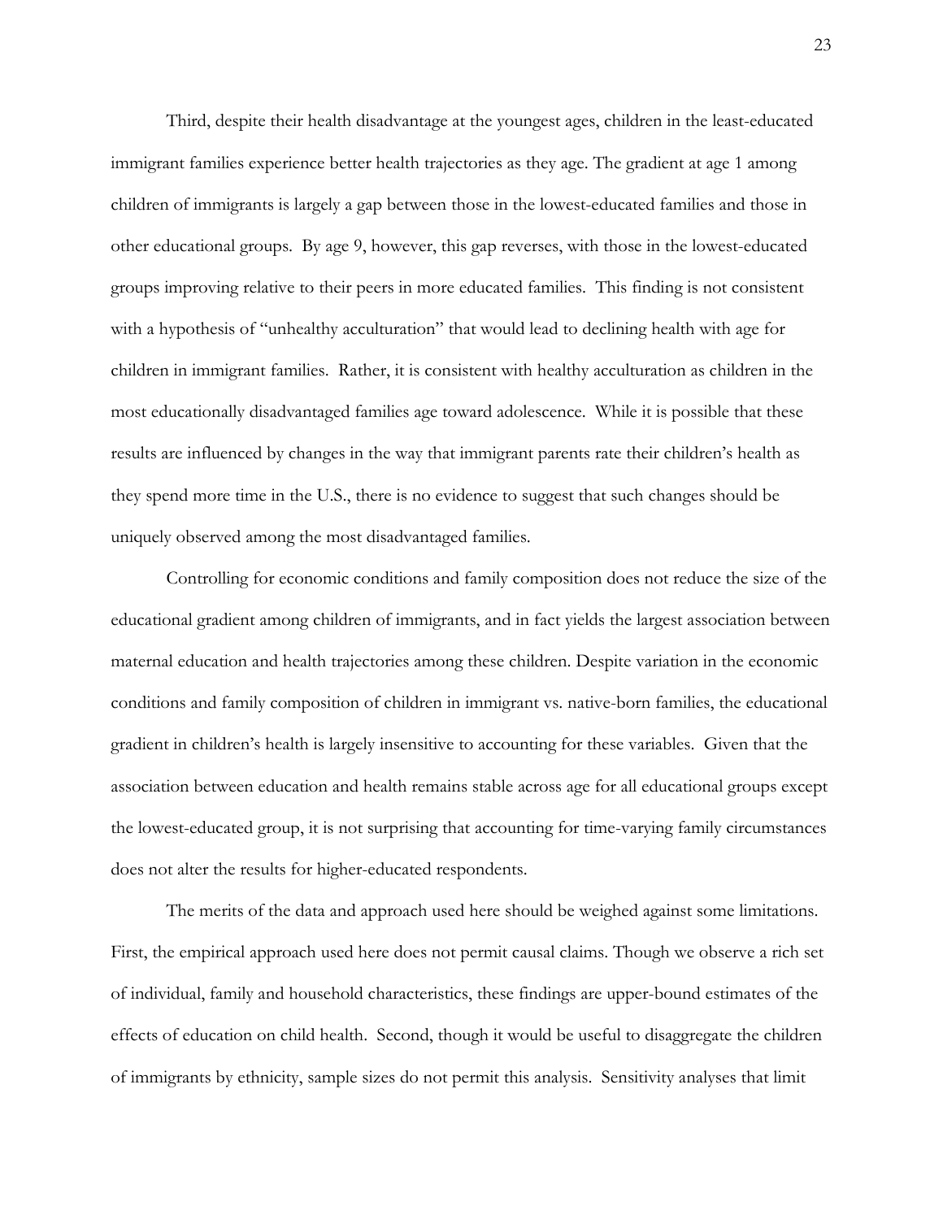Third, despite their health disadvantage at the youngest ages, children in the least-educated immigrant families experience better health trajectories as they age. The gradient at age 1 among children of immigrants is largely a gap between those in the lowest-educated families and those in other educational groups. By age 9, however, this gap reverses, with those in the lowest-educated groups improving relative to their peers in more educated families. This finding is not consistent with a hypothesis of "unhealthy acculturation" that would lead to declining health with age for children in immigrant families. Rather, it is consistent with healthy acculturation as children in the most educationally disadvantaged families age toward adolescence. While it is possible that these results are influenced by changes in the way that immigrant parents rate their children's health as they spend more time in the U.S., there is no evidence to suggest that such changes should be uniquely observed among the most disadvantaged families.

Controlling for economic conditions and family composition does not reduce the size of the educational gradient among children of immigrants, and in fact yields the largest association between maternal education and health trajectories among these children. Despite variation in the economic conditions and family composition of children in immigrant vs. native-born families, the educational gradient in children's health is largely insensitive to accounting for these variables. Given that the association between education and health remains stable across age for all educational groups except the lowest-educated group, it is not surprising that accounting for time-varying family circumstances does not alter the results for higher-educated respondents.

The merits of the data and approach used here should be weighed against some limitations. First, the empirical approach used here does not permit causal claims. Though we observe a rich set of individual, family and household characteristics, these findings are upper-bound estimates of the effects of education on child health. Second, though it would be useful to disaggregate the children of immigrants by ethnicity, sample sizes do not permit this analysis. Sensitivity analyses that limit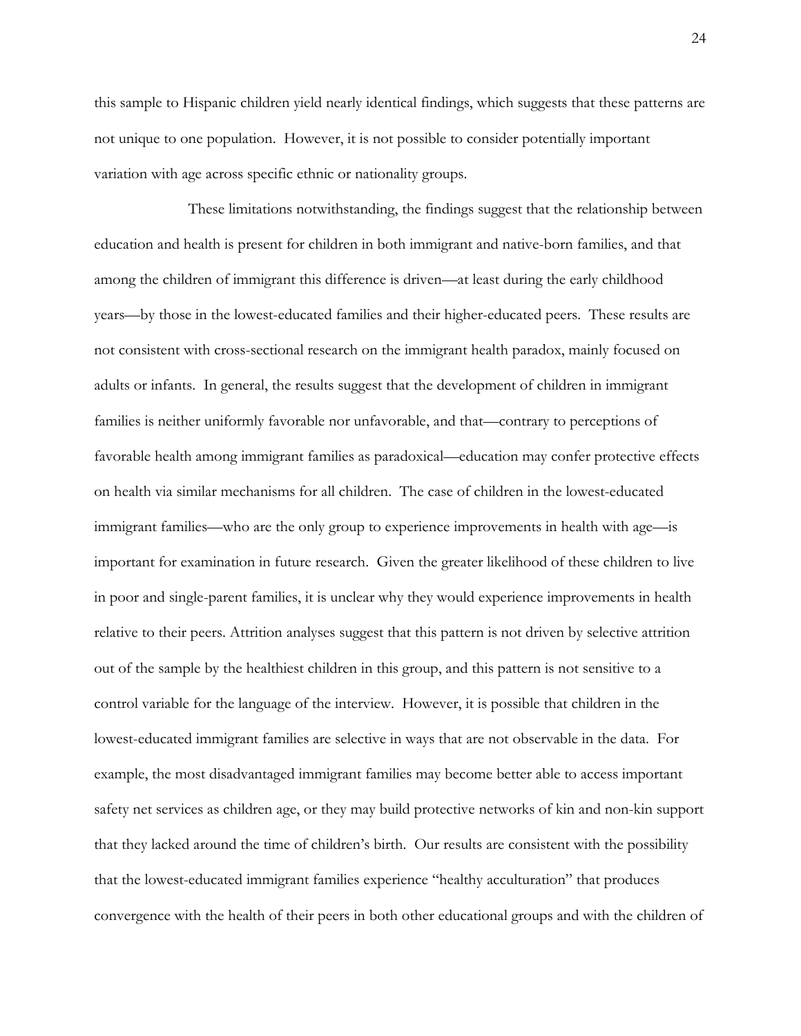this sample to Hispanic children yield nearly identical findings, which suggests that these patterns are not unique to one population. However, it is not possible to consider potentially important variation with age across specific ethnic or nationality groups.

These limitations notwithstanding, the findings suggest that the relationship between education and health is present for children in both immigrant and native-born families, and that among the children of immigrant this difference is driven—at least during the early childhood years—by those in the lowest-educated families and their higher-educated peers. These results are not consistent with cross-sectional research on the immigrant health paradox, mainly focused on adults or infants. In general, the results suggest that the development of children in immigrant families is neither uniformly favorable nor unfavorable, and that—contrary to perceptions of favorable health among immigrant families as paradoxical—education may confer protective effects on health via similar mechanisms for all children. The case of children in the lowest-educated immigrant families—who are the only group to experience improvements in health with age—is important for examination in future research. Given the greater likelihood of these children to live in poor and single-parent families, it is unclear why they would experience improvements in health relative to their peers. Attrition analyses suggest that this pattern is not driven by selective attrition out of the sample by the healthiest children in this group, and this pattern is not sensitive to a control variable for the language of the interview. However, it is possible that children in the lowest-educated immigrant families are selective in ways that are not observable in the data. For example, the most disadvantaged immigrant families may become better able to access important safety net services as children age, or they may build protective networks of kin and non-kin support that they lacked around the time of children's birth. Our results are consistent with the possibility that the lowest-educated immigrant families experience "healthy acculturation" that produces convergence with the health of their peers in both other educational groups and with the children of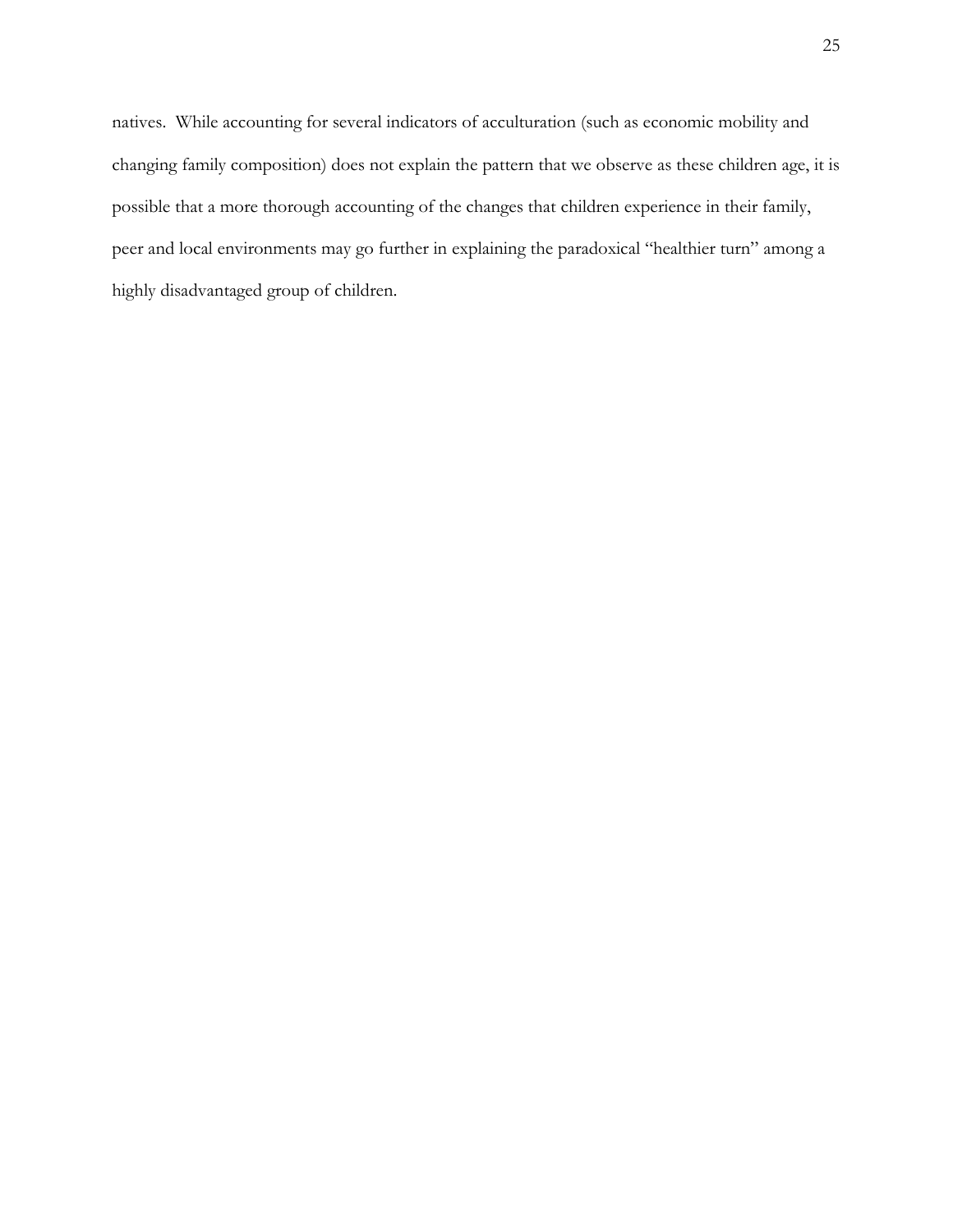natives.  While accounting for several indicators of acculturation (such as economic mobility and changing family composition) does not explain the pattern that we observe as these children age, it is possible that a more thorough accounting of the changes that children experience in their family, peer and local environments may go further in explaining the paradoxical "healthier turn" among a highly disadvantaged group of children.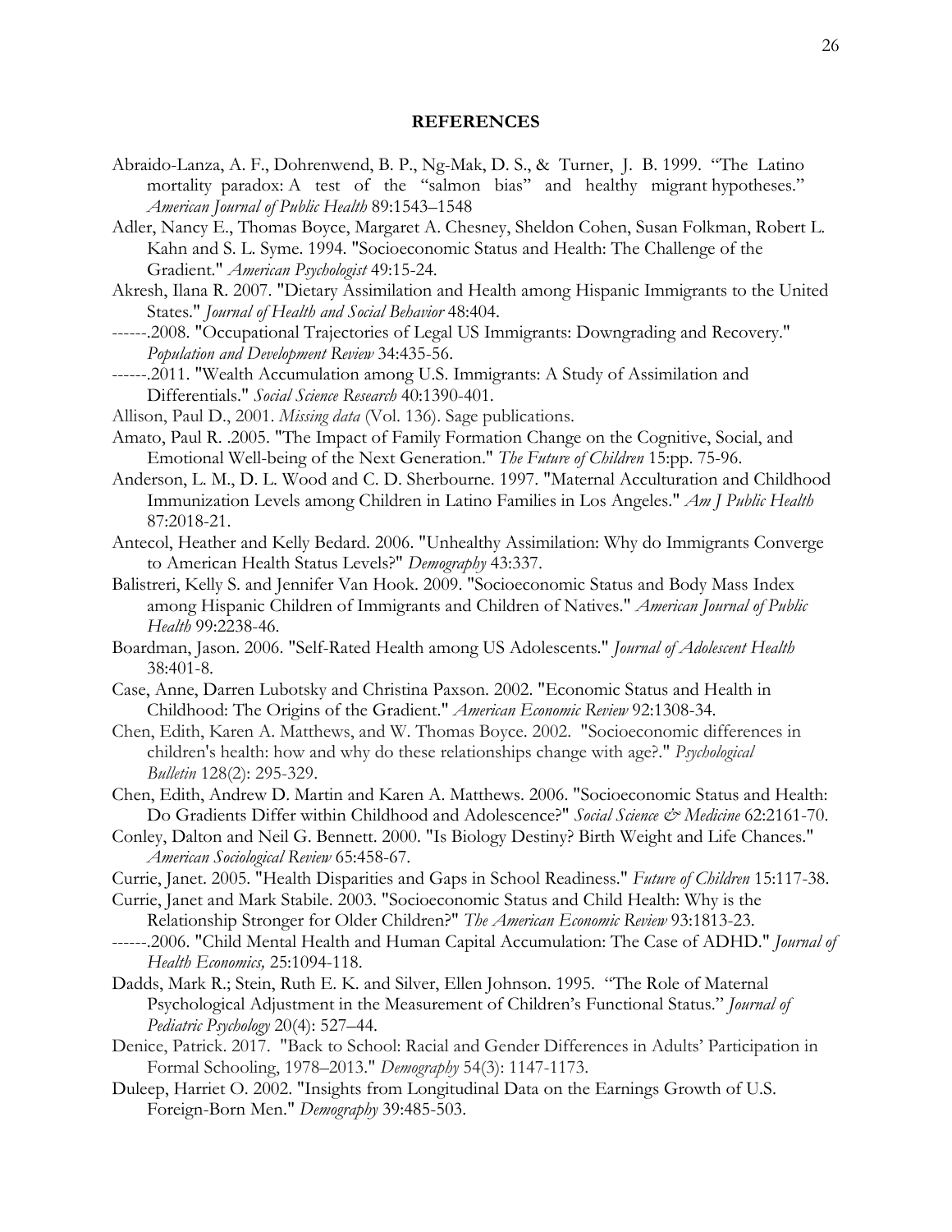## REFERENCES

Abraido-Lanza, A. F., Dohrenwend, B. P., Ng-Mak, D. S., & Turner, J. B. 1999. "The Latino mortality paradox: A test of the "salmon bias" and healthy migrant hypotheses." *American Journal of Public Health* 89:1543–1548

Adler, Nancy E., Thomas Boyce, Margaret A. Chesney, Sheldon Cohen, Susan Folkman, Robert L. Kahn and S. L. Syme. 1994. "Socioeconomic Status and Health: The Challenge of the Gradient." *American Psychologist* 49:15-24.

Akresh, Ilana R. 2007. "Dietary Assimilation and Health among Hispanic Immigrants to the United States." *Journal of Health and Social Behavior* 48:404.

------.2008. "Occupational Trajectories of Legal US Immigrants: Downgrading and Recovery." *Population and Development Review* 34:435-56.

------.2011. "Wealth Accumulation among U.S. Immigrants: A Study of Assimilation and Differentials." *Social Science Research* 40:1390-401.

Allison, Paul D., 2001. *Missing data* (Vol. 136). Sage publications.

Amato, Paul R. .2005. "The Impact of Family Formation Change on the Cognitive, Social, and Emotional Well-being of the Next Generation." *The Future of Children* 15:pp. 75-96.

Anderson, L. M., D. L. Wood and C. D. Sherbourne. 1997. "Maternal Acculturation and Childhood Immunization Levels among Children in Latino Families in Los Angeles." *Am J Public Health* 87:2018-21.

Antecol, Heather and Kelly Bedard. 2006. "Unhealthy Assimilation: Why do Immigrants Converge to American Health Status Levels?" *Demography* 43:337.

Balistreri, Kelly S. and Jennifer Van Hook. 2009. "Socioeconomic Status and Body Mass Index among Hispanic Children of Immigrants and Children of Natives." *American Journal of Public Health* 99:2238-46.

Boardman, Jason. 2006. "Self-Rated Health among US Adolescents." *Journal of Adolescent Health* 38:401-8.

Case, Anne, Darren Lubotsky and Christina Paxson. 2002. "Economic Status and Health in Childhood: The Origins of the Gradient." *American Economic Review* 92:1308-34.

Chen, Edith, Karen A. Matthews, and W. Thomas Boyce. 2002. "Socioeconomic differences in children's health: how and why do these relationships change with age?." *Psychological Bulletin* 128(2): 295-329.

Chen, Edith, Andrew D. Martin and Karen A. Matthews. 2006. "Socioeconomic Status and Health: Do Gradients Differ within Childhood and Adolescence?" *Social Science & Medicine* 62:2161-70.

Conley, Dalton and Neil G. Bennett. 2000. "Is Biology Destiny? Birth Weight and Life Chances." *American Sociological Review* 65:458-67.

Currie, Janet. 2005. "Health Disparities and Gaps in School Readiness." *Future of Children* 15:117-38.

Currie, Janet and Mark Stabile. 2003. "Socioeconomic Status and Child Health: Why is the Relationship Stronger for Older Children?" *The American Economic Review* 93:1813-23.

------.2006. "Child Mental Health and Human Capital Accumulation: The Case of ADHD." *Journal of Health Economics,* 25:1094-118.

Dadds, Mark R.; Stein, Ruth E. K. and Silver, Ellen Johnson. 1995. "The Role of Maternal Psychological Adjustment in the Measurement of Children's Functional Status." *Journal of Pediatric Psychology* 20(4): 527–44.

Denice, Patrick. 2017. "Back to School: Racial and Gender Differences in Adults' Participation in Formal Schooling, 1978–2013." *Demography* 54(3): 1147-1173.

Duleep, Harriet O. 2002. "Insights from Longitudinal Data on the Earnings Growth of U.S. Foreign-Born Men." *Demography* 39:485-503.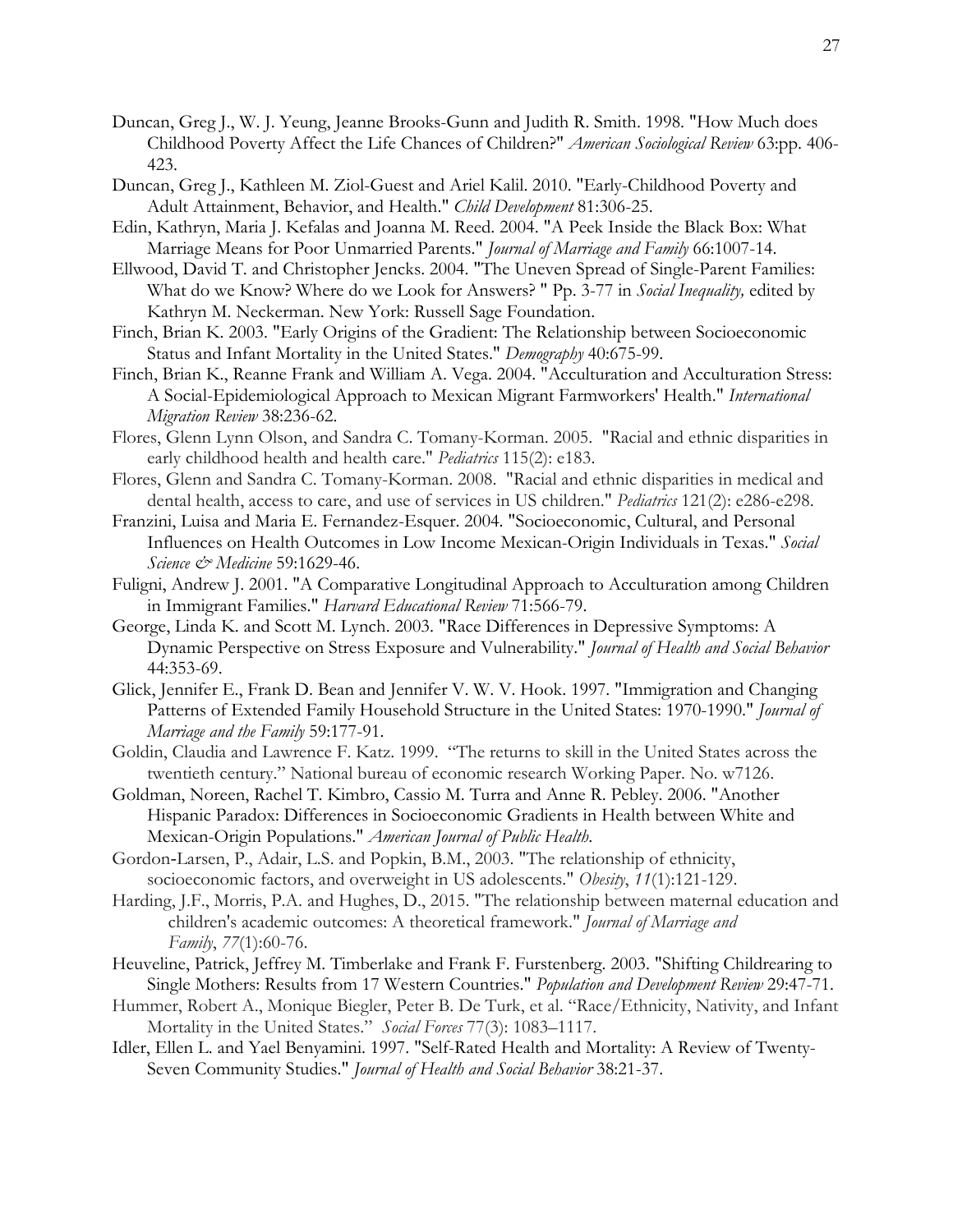Duncan, Greg J., W. J. Yeung, Jeanne Brooks-Gunn and Judith R. Smith. 1998. "How Much does Childhood Poverty Affect the Life Chances of Children?" *American Sociological Review* 63:pp. 406-423.

Duncan, Greg J., Kathleen M. Ziol-Guest and Ariel Kalil. 2010. "Early-Childhood Poverty and Adult Attainment, Behavior, and Health." *Child Development* 81:306-25.

Edin, Kathryn, Maria J. Kefalas and Joanna M. Reed. 2004. "A Peek Inside the Black Box: What Marriage Means for Poor Unmarried Parents." *Journal of Marriage and Family* 66:1007-14.

Ellwood, David T. and Christopher Jencks. 2004. "The Uneven Spread of Single-Parent Families: What do we Know? Where do we Look for Answers? " Pp. 3-77 in *Social Inequality,* edited by Kathryn M. Neckerman. New York: Russell Sage Foundation.

Finch, Brian K. 2003. "Early Origins of the Gradient: The Relationship between Socioeconomic Status and Infant Mortality in the United States." *Demography* 40:675-99.

Finch, Brian K., Reanne Frank and William A. Vega. 2004. "Acculturation and Acculturation Stress: A Social-Epidemiological Approach to Mexican Migrant Farmworkers' Health." *International Migration Review* 38:236-62.

Flores, Glenn Lynn Olson, and Sandra C. Tomany-Korman. 2005. "Racial and ethnic disparities in early childhood health and health care." *Pediatrics* 115(2): e183.

Flores, Glenn and Sandra C. Tomany-Korman. 2008. "Racial and ethnic disparities in medical and dental health, access to care, and use of services in US children." *Pediatrics* 121(2): e286-e298.

Franzini, Luisa and Maria E. Fernandez-Esquer. 2004. "Socioeconomic, Cultural, and Personal Influences on Health Outcomes in Low Income Mexican-Origin Individuals in Texas." *Social Science & Medicine* 59:1629-46.

Fuligni, Andrew J. 2001. "A Comparative Longitudinal Approach to Acculturation among Children in Immigrant Families." *Harvard Educational Review* 71:566-79.

George, Linda K. and Scott M. Lynch. 2003. "Race Differences in Depressive Symptoms: A Dynamic Perspective on Stress Exposure and Vulnerability." *Journal of Health and Social Behavior* 44:353-69.

Glick, Jennifer E., Frank D. Bean and Jennifer V. W. V. Hook. 1997. "Immigration and Changing Patterns of Extended Family Household Structure in the United States: 1970-1990." *Journal of Marriage and the Family* 59:177-91.

Goldin, Claudia and Lawrence F. Katz. 1999. "The returns to skill in the United States across the twentieth century." National bureau of economic research Working Paper. No. w7126.

Goldman, Noreen, Rachel T. Kimbro, Cassio M. Turra and Anne R. Pebley. 2006. "Another Hispanic Paradox: Differences in Socioeconomic Gradients in Health between White and Mexican-Origin Populations." *American Journal of Public Health*.

Gordon-Larsen, P., Adair, L.S. and Popkin, B.M., 2003. "The relationship of ethnicity, socioeconomic factors, and overweight in US adolescents." *Obesity*, *11*(1):121-129.

Harding, J.F., Morris, P.A. and Hughes, D., 2015. "The relationship between maternal education and children's academic outcomes: A theoretical framework." *Journal of Marriage and Family*, *77*(1):60-76.

Heuveline, Patrick, Jeffrey M. Timberlake and Frank F. Furstenberg. 2003. "Shifting Childrearing to Single Mothers: Results from 17 Western Countries." *Population and Development Review* 29:47-71.

Hummer, Robert A., Monique Biegler, Peter B. De Turk, et al. "Race/Ethnicity, Nativity, and Infant Mortality in the United States." *Social Forces* 77(3): 1083–1117.

Idler, Ellen L. and Yael Benyamini. 1997. "Self-Rated Health and Mortality: A Review of Twenty-Seven Community Studies." *Journal of Health and Social Behavior* 38:21-37.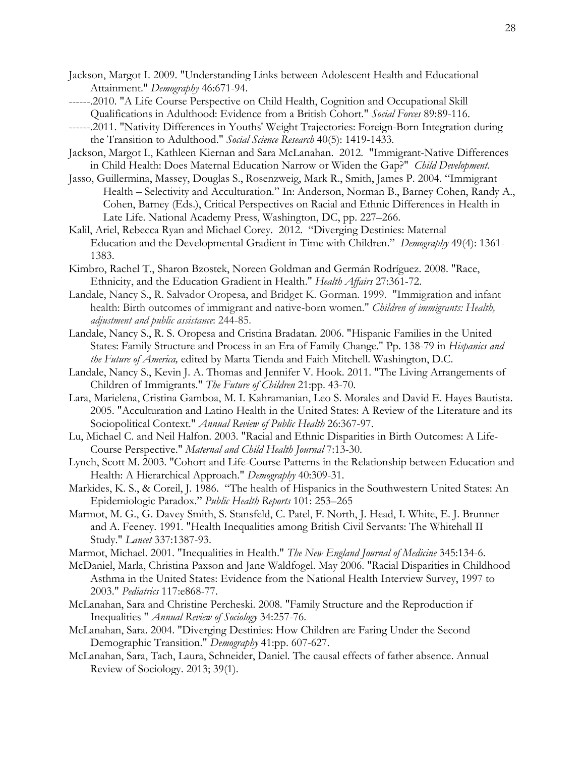Jackson, Margot I. 2009. "Understanding Links between Adolescent Health and Educational Attainment." *Demography* 46:671-94.

------.2010. "A Life Course Perspective on Child Health, Cognition and Occupational Skill Qualifications in Adulthood: Evidence from a British Cohort." *Social Forces* 89:89-116.

------.2011. "Nativity Differences in Youths' Weight Trajectories: Foreign-Born Integration during the Transition to Adulthood." *Social Science Research* 40(5): 1419-1433.

Jackson, Margot I., Kathleen Kiernan and Sara McLanahan. 2012. "Immigrant-Native Differences in Child Health: Does Maternal Education Narrow or Widen the Gap?" *Child Development.*

Jasso, Guillermina, Massey, Douglas S., Rosenzweig, Mark R., Smith, James P. 2004. "Immigrant Health – Selectivity and Acculturation." In: Anderson, Norman B., Barney Cohen, Randy A., Cohen, Barney (Eds.), Critical Perspectives on Racial and Ethnic Differences in Health in Late Life. National Academy Press, Washington, DC, pp. 227–266.

Kalil, Ariel, Rebecca Ryan and Michael Corey. 2012. "Diverging Destinies: Maternal Education and the Developmental Gradient in Time with Children." *Demography* 49(4): 1361-1383.

Kimbro, Rachel T., Sharon Bzostek, Noreen Goldman and Germán Rodríguez. 2008. "Race, Ethnicity, and the Education Gradient in Health." *Health Affairs* 27:361-72.

Landale, Nancy S., R. Salvador Oropesa, and Bridget K. Gorman. 1999. "Immigration and infant health: Birth outcomes of immigrant and native-born women." *Children of immigrants: Health, adjustment and public assistance*: 244-85.

Landale, Nancy S., R. S. Oropesa and Cristina Bradatan. 2006. "Hispanic Families in the United States: Family Structure and Process in an Era of Family Change." Pp. 138-79 in *Hispanics and the Future of America,* edited by Marta Tienda and Faith Mitchell. Washington, D.C.

Landale, Nancy S., Kevin J. A. Thomas and Jennifer V. Hook. 2011. "The Living Arrangements of Children of Immigrants." *The Future of Children* 21:pp. 43-70.

Lara, Marielena, Cristina Gamboa, M. I. Kahramanian, Leo S. Morales and David E. Hayes Bautista. 2005. "Acculturation and Latino Health in the United States: A Review of the Literature and its Sociopolitical Context." *Annual Review of Public Health* 26:367-97.

Lu, Michael C. and Neil Halfon. 2003. "Racial and Ethnic Disparities in Birth Outcomes: A Life-Course Perspective." *Maternal and Child Health Journal* 7:13-30.

Lynch, Scott M. 2003. "Cohort and Life-Course Patterns in the Relationship between Education and Health: A Hierarchical Approach." *Demography* 40:309-31.

Markides, K. S., & Coreil, J. 1986. "The health of Hispanics in the Southwestern United States: An Epidemiologic Paradox." *Public Health Reports* 101: 253–265

Marmot, M. G., G. Davey Smith, S. Stansfeld, C. Patel, F. North, J. Head, I. White, E. J. Brunner and A. Feeney. 1991. "Health Inequalities among British Civil Servants: The Whitehall II Study." *Lancet* 337:1387-93.

Marmot, Michael. 2001. "Inequalities in Health." *The New England Journal of Medicine* 345:134-6.

McDaniel, Marla, Christina Paxson and Jane Waldfogel. May 2006. "Racial Disparities in Childhood Asthma in the United States: Evidence from the National Health Interview Survey, 1997 to 2003." *Pediatrics* 117:e868-77.

McLanahan, Sara and Christine Percheski. 2008. "Family Structure and the Reproduction if Inequalities " *Annual Review of Sociology* 34:257-76.

McLanahan, Sara. 2004. "Diverging Destinies: How Children are Faring Under the Second Demographic Transition." *Demography* 41:pp. 607-627.

McLanahan, Sara, Tach, Laura, Schneider, Daniel. The causal effects of father absence. Annual Review of Sociology. 2013; 39(1).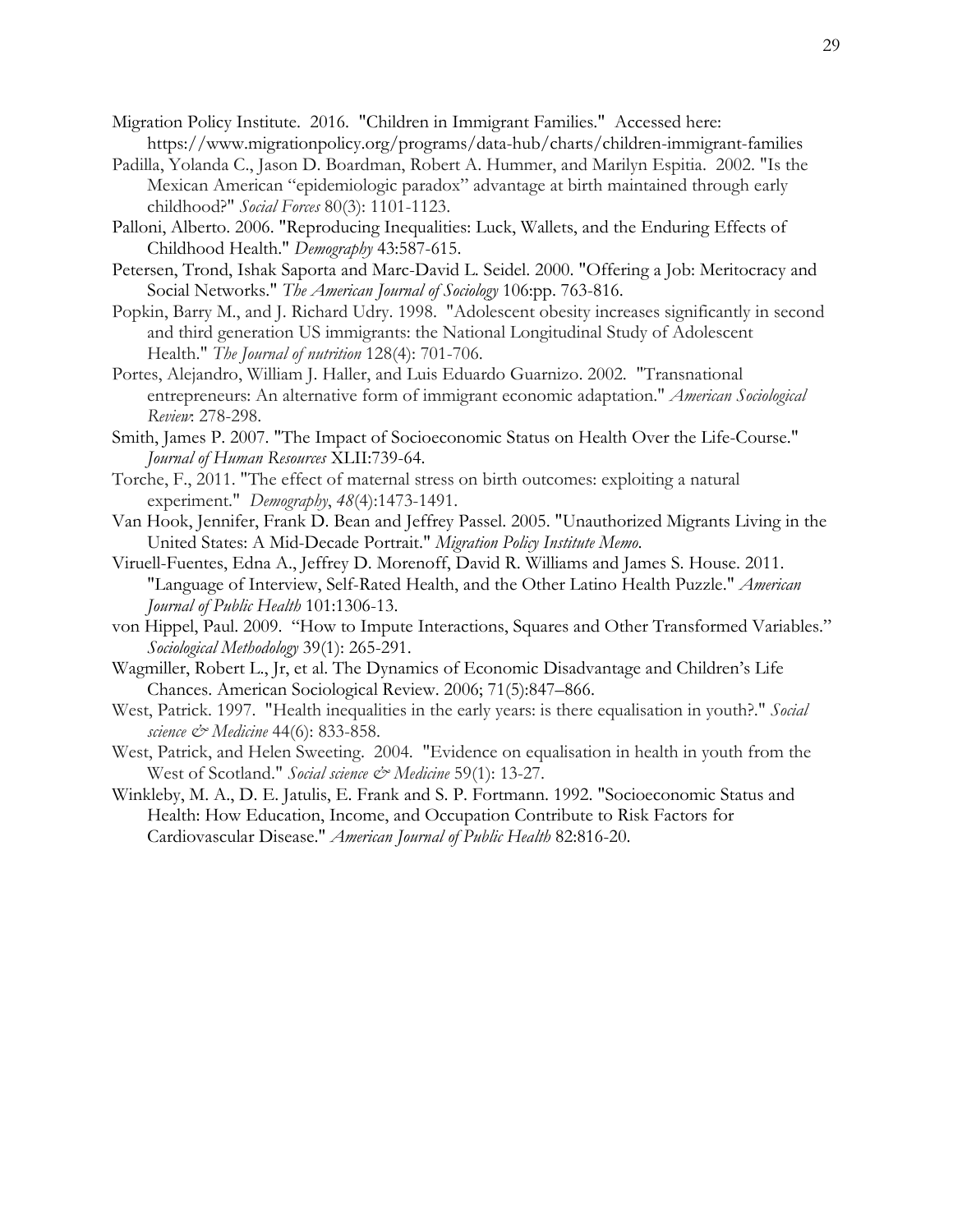Migration Policy Institute. 2016. "Children in Immigrant Families." Accessed here: https://www.migrationpolicy.org/programs/data-hub/charts/children-immigrant-families

Padilla, Yolanda C., Jason D. Boardman, Robert A. Hummer, and Marilyn Espitia. 2002. "Is the Mexican American "epidemiologic paradox" advantage at birth maintained through early childhood?" *Social Forces* 80(3): 1101-1123.

Palloni, Alberto. 2006. "Reproducing Inequalities: Luck, Wallets, and the Enduring Effects of Childhood Health." *Demography* 43:587-615.

Petersen, Trond, Ishak Saporta and Marc-David L. Seidel. 2000. "Offering a Job: Meritocracy and Social Networks." *The American Journal of Sociology* 106:pp. 763-816.

Popkin, Barry M., and J. Richard Udry. 1998. "Adolescent obesity increases significantly in second and third generation US immigrants: the National Longitudinal Study of Adolescent Health." *The Journal of nutrition* 128(4): 701-706.

Portes, Alejandro, William J. Haller, and Luis Eduardo Guarnizo. 2002. "Transnational entrepreneurs: An alternative form of immigrant economic adaptation." *American Sociological Review*: 278-298.

Smith, James P. 2007. "The Impact of Socioeconomic Status on Health Over the Life-Course." *Journal of Human Resources* XLII:739-64.

Torche, F., 2011. "The effect of maternal stress on birth outcomes: exploiting a natural experiment." *Demography*, *48*(4):1473-1491.

Van Hook, Jennifer, Frank D. Bean and Jeffrey Passel. 2005. "Unauthorized Migrants Living in the United States: A Mid-Decade Portrait." *Migration Policy Institute Memo*.

Viruell-Fuentes, Edna A., Jeffrey D. Morenoff, David R. Williams and James S. House. 2011. "Language of Interview, Self-Rated Health, and the Other Latino Health Puzzle." *American Journal of Public Health* 101:1306-13.

von Hippel, Paul. 2009. "How to Impute Interactions, Squares and Other Transformed Variables." *Sociological Methodology* 39(1): 265-291.

Wagmiller, Robert L., Jr, et al. The Dynamics of Economic Disadvantage and Children's Life Chances. American Sociological Review. 2006; 71(5):847–866.

West, Patrick. 1997. "Health inequalities in the early years: is there equalisation in youth?." *Social science & Medicine* 44(6): 833-858.

West, Patrick, and Helen Sweeting. 2004. "Evidence on equalisation in health in youth from the West of Scotland." *Social science & Medicine* 59(1): 13-27.

Winkleby, M. A., D. E. Jatulis, E. Frank and S. P. Fortmann. 1992. "Socioeconomic Status and Health: How Education, Income, and Occupation Contribute to Risk Factors for Cardiovascular Disease." *American Journal of Public Health* 82:816-20.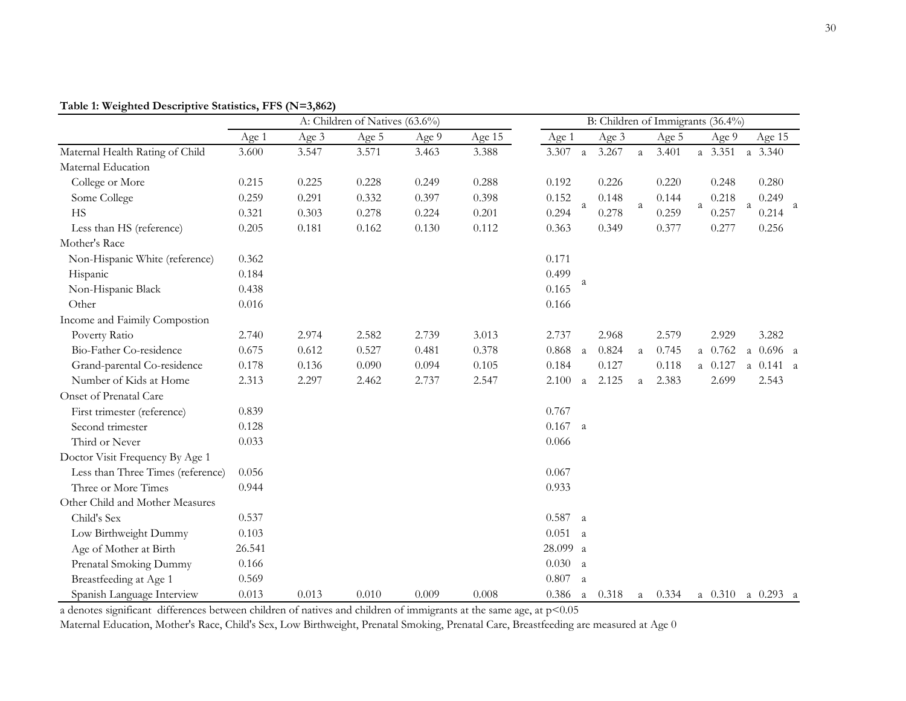**Table 1: Weighted Descriptive Statistics, FFS (N=3,862)**

| | A: Children of Natives (63.6%) | | | | | B: Children of Immigrants (36.4%) | | | | |
|---|---|---|---|---|---|---|---|---|---|---|
| | Age 1 | Age 3 | Age 5 | Age 9 | Age 15 | Age 1 | Age 3 | Age 5 | Age 9 | Age 15 |
| Maternal Health Rating of Child | 3.600 | 3.547 | 3.571 | 3.463 | 3.388 | 3.307 a | 3.267 a | 3.401 a | 3.351 a | 3.340 |
| Maternal Education | | | | | | a | a | a | a | a |
| College or More | 0.215 | 0.225 | 0.228 | 0.249 | 0.288 | 0.192 | 0.226 | 0.220 | 0.248 | 0.280 |
| Some College | 0.259 | 0.291 | 0.332 | 0.397 | 0.398 | 0.152 | 0.148 | 0.144 | 0.218 | 0.249 |
| HS | 0.321 | 0.303 | 0.278 | 0.224 | 0.201 | 0.294 | 0.278 | 0.259 | 0.257 | 0.214 |
| Less than HS (reference) | 0.205 | 0.181 | 0.162 | 0.130 | 0.112 | 0.363 | 0.349 | 0.377 | 0.277 | 0.256 |
| Mother's Race | | | | | | a | | | | |
| Non-Hispanic White (reference) | 0.362 | | | | | 0.171 | | | | |
| Hispanic | 0.184 | | | | | 0.499 | | | | |
| Non-Hispanic Black | 0.438 | | | | | 0.165 | | | | |
| Other | 0.016 | | | | | 0.166 | | | | |
| Income and Faimily Compostion | | | | | | | | | | |
| Poverty Ratio | 2.740 | 2.974 | 2.582 | 2.739 | 3.013 | 2.737 | 2.968 | 2.579 | 2.929 | 3.282 |
| Bio-Father Co-residence | 0.675 | 0.612 | 0.527 | 0.481 | 0.378 | 0.868 a | 0.824 a | 0.745 a | 0.762 a | 0.696 a |
| Grand-parental Co-residence | 0.178 | 0.136 | 0.090 | 0.094 | 0.105 | 0.184 | 0.127 | 0.118 a | 0.127 a | 0.141 a |
| Number of Kids at Home | 2.313 | 2.297 | 2.462 | 2.737 | 2.547 | 2.100 a | 2.125 a | 2.383 | 2.699 | 2.543 |
| Onset of Prenatal Care | | | | | | | | | | |
| First trimester (reference) | 0.839 | | | | | 0.767 | | | | |
| Second trimester | 0.128 | | | | | 0.167 a | | | | |
| Third or Never | 0.033 | | | | | 0.066 | | | | |
| Doctor Visit Frequency By Age 1 | | | | | | | | | | |
| Less than Three Times (reference) | 0.056 | | | | | 0.067 | | | | |
| Three or More Times | 0.944 | | | | | 0.933 | | | | |
| Other Child and Mother Measures | | | | | | | | | | |
| Child's Sex | 0.537 | | | | | 0.587 a | | | | |
| Low Birthweight Dummy | 0.103 | | | | | 0.051 a | | | | |
| Age of Mother at Birth | 26.541 | | | | | 28.099 a | | | | |
| Prenatal Smoking Dummy | 0.166 | | | | | 0.030 a | | | | |
| Breastfeeding at Age 1 | 0.569 | | | | | 0.807 a | | | | |
| Spanish Language Interview | 0.013 | 0.013 | 0.010 | 0.009 | 0.008 | 0.386 a | 0.318 a | 0.334 a | 0.310 a | 0.293 a |

a denotes significant differences between children of natives and children of immigrants at the same age, at $p<0.05$

Maternal Education, Mother's Race, Child's Sex, Low Birthweight, Prenatal Smoking, Prenatal Care, Breastfeeding are measured at Age 0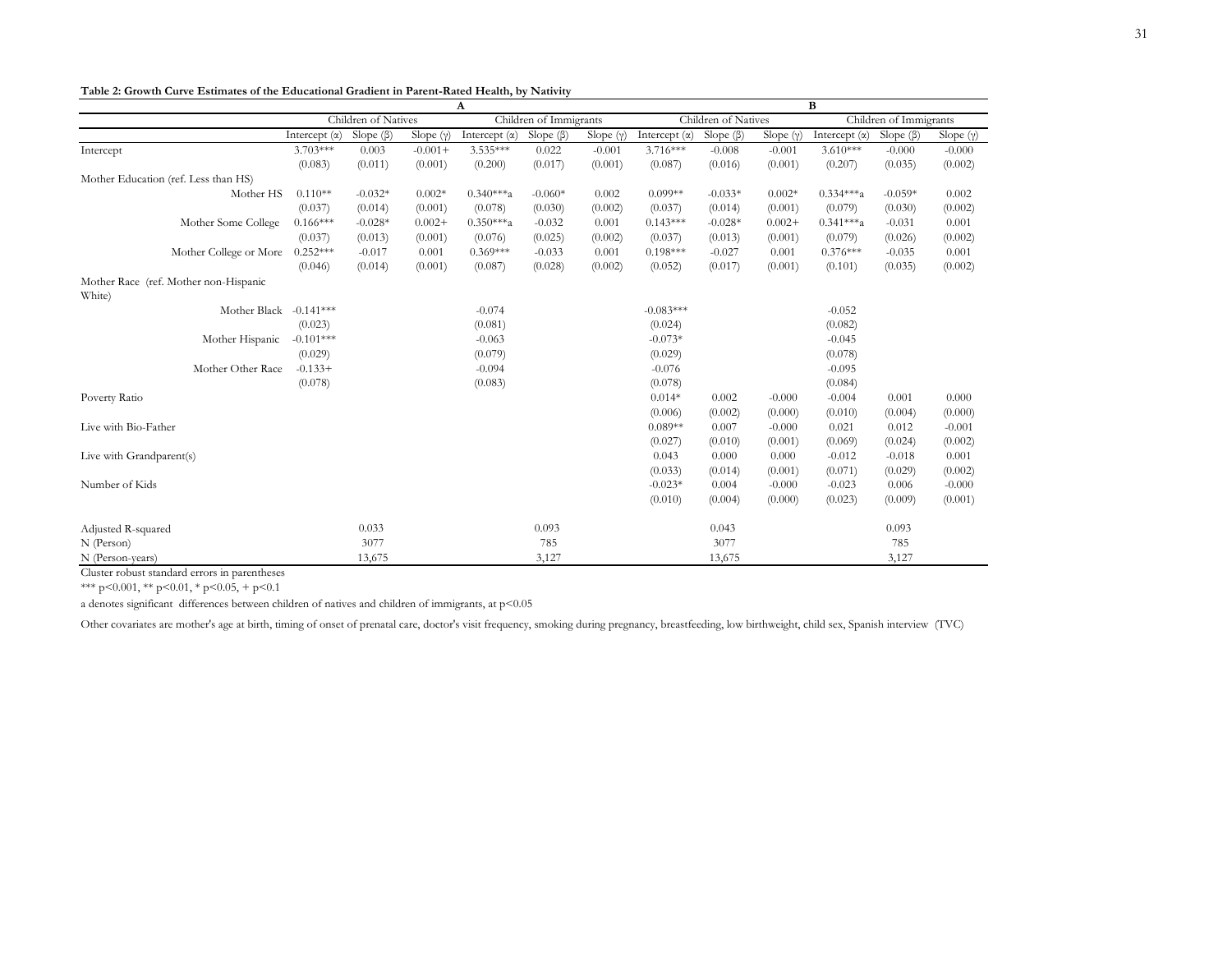**Table 2: Growth Curve Estimates of the Educational Gradient in Parent-Rated Health, by Nativity**

| | A | | | | | | B | | | | | |
|---|---|---|---|---|---|---|---|---|---|---|---|---|
| | Children of Natives | | | Children of Immigrants | | | Children of Natives | | | Children of Immigrants | | |
| | Intercept (α) | Slope (β) | Slope (γ) | Intercept (α) | Slope (β) | Slope (γ) | Intercept (α) | Slope (β) | Slope (γ) | Intercept (α) | Slope (β) | Slope (γ) |
| Intercept | 3.703*** | 0.003 | -0.001+ | 3.535*** | 0.022 | -0.001 | 3.716*** | -0.008 | -0.001 | 3.610*** | -0.000 | -0.000 |
| | (0.083) | (0.011) | (0.001) | (0.200) | (0.017) | (0.001) | (0.087) | (0.016) | (0.001) | (0.207) | (0.035) | (0.002) |
| Mother Education (ref. Less than HS) | | | | | | | | | | | | |
| Mother HS | 0.110** | -0.032* | 0.002* | 0.340***a | -0.060* | 0.002 | 0.099** | -0.033* | 0.002* | 0.334***a | -0.059* | 0.002 |
| | (0.037) | (0.014) | (0.001) | (0.078) | (0.030) | (0.002) | (0.037) | (0.014) | (0.001) | (0.079) | (0.030) | (0.002) |
| Mother Some College | 0.166*** | -0.028* | 0.002+ | 0.350***a | -0.032 | 0.001 | 0.143*** | -0.028* | 0.002+ | 0.341***a | -0.031 | 0.001 |
| | (0.037) | (0.013) | (0.001) | (0.076) | (0.025) | (0.002) | (0.037) | (0.013) | (0.001) | (0.079) | (0.026) | (0.002) |
| Mother College or More | 0.252*** | -0.017 | 0.001 | 0.369*** | -0.033 | 0.001 | 0.198*** | -0.027 | 0.001 | 0.376*** | -0.035 | 0.001 |
| | (0.046) | (0.014) | (0.001) | (0.087) | (0.028) | (0.002) | (0.052) | (0.017) | (0.001) | (0.101) | (0.035) | (0.002) |
| Mother Race (ref. Mother non-Hispanic White) | | | | | | | | | | | | |
| Mother Black | -0.141*** | | | -0.074 | | | -0.083*** | | | -0.052 | | |
| | (0.023) | | | (0.081) | | | (0.024) | | | (0.082) | | |
| Mother Hispanic | -0.101*** | | | -0.063 | | | -0.073* | | | -0.045 | | |
| | (0.029) | | | (0.079) | | | (0.029) | | | (0.078) | | |
| Mother Other Race | -0.133+ | | | -0.094 | | | -0.076 | | | -0.095 | | |
| | (0.078) | | | (0.083) | | | (0.078) | | | (0.084) | | |
| Poverty Ratio | | | | | | | 0.014* | 0.002 | -0.000 | -0.004 | 0.001 | 0.000 |
| | | | | | | | (0.006) | (0.002) | (0.000) | (0.010) | (0.004) | (0.000) |
| Live with Bio-Father | | | | | | | 0.089** | 0.007 | -0.000 | 0.021 | 0.012 | -0.001 |
| | | | | | | | (0.027) | (0.010) | (0.001) | (0.069) | (0.024) | (0.002) |
| Live with Grandparent(s) | | | | | | | 0.043 | 0.000 | 0.000 | -0.012 | -0.018 | 0.001 |
| | | | | | | | (0.033) | (0.014) | (0.001) | (0.071) | (0.029) | (0.002) |
| Number of Kids | | | | | | | -0.023* | 0.004 | -0.000 | -0.023 | 0.006 | -0.000 |
| | | | | | | | (0.010) | (0.004) | (0.000) | (0.023) | (0.009) | (0.001) |
| Adjusted R-squared | | 0.033 | | | 0.093 | | | 0.043 | | | 0.093 | |
| N (Person) | | 3077 | | | 785 | | | 3077 | | | 785 | |
| N (Person-years) | | 13,675 | | | 3,127 | | | 13,675 | | | 3,127 | |

Cluster robust standard errors in parentheses

*** p<0.001, ** p<0.01, * p<0.05, + p<0.1

a denotes significant differences between children of natives and children of immigrants, at p<0.05

Other covariates are mother's age at birth, timing of onset of prenatal care, doctor's visit frequency, smoking during pregnancy, breastfeeding, low birthweight, child sex, Spanish interview (TVC)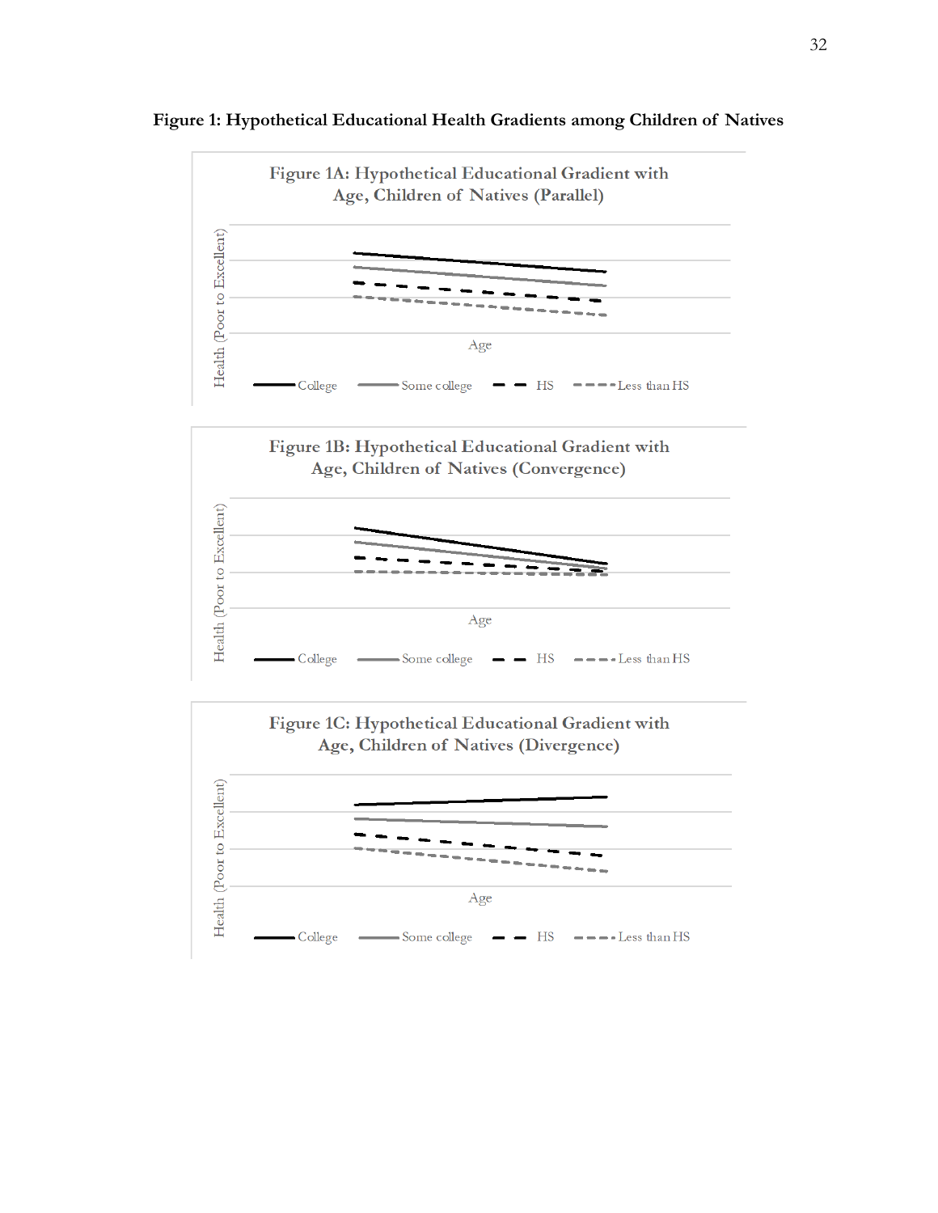**Figure 1: Hypothetical Educational Health Gradients among Children of Natives**

Figure 1A: Hypothetical Educational Gradient with Age, Children of Natives (Parallel)

Health (Poor to Excellent)

Age

College, Some college, HS, Less than HS

Figure 1B: Hypothetical Educational Gradient with Age, Children of Natives (Convergence)

Health (Poor to Excellent)

Age

College, Some college, HS, Less than HS

Figure 1C: Hypothetical Educational Gradient with Age, Children of Natives (Divergence)

Health (Poor to Excellent)

Age

College, Some college, HS, Less than HS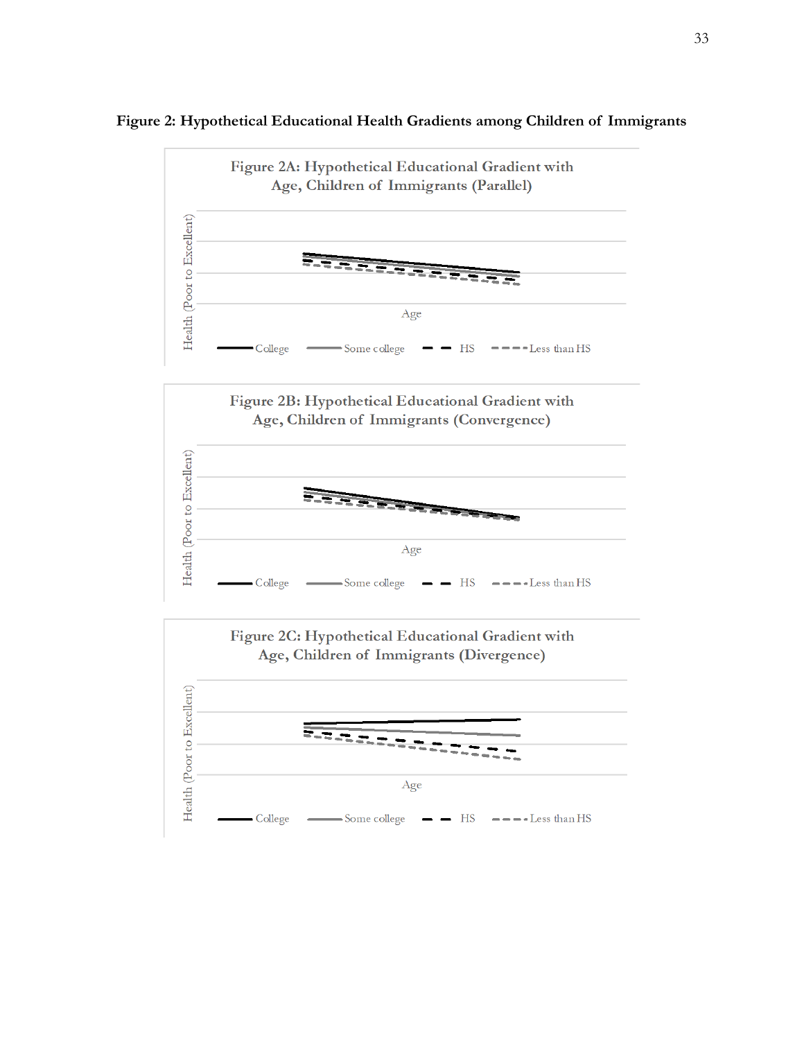**Figure 2: Hypothetical Educational Health Gradients among Children of Immigrants**

Figure 2A: Hypothetical Educational Gradient with Age, Children of Immigrants (Parallel)

Health (Poor to Excellent)

Age

College | Some college | HS | Less than HS

Figure 2B: Hypothetical Educational Gradient with Age, Children of Immigrants (Convergence)

Health (Poor to Excellent)

Age

College | Some college | HS | Less than HS

Figure 2C: Hypothetical Educational Gradient with Age, Children of Immigrants (Divergence)

Health (Poor to Excellent)

Age

College | Some college | HS | Less than HS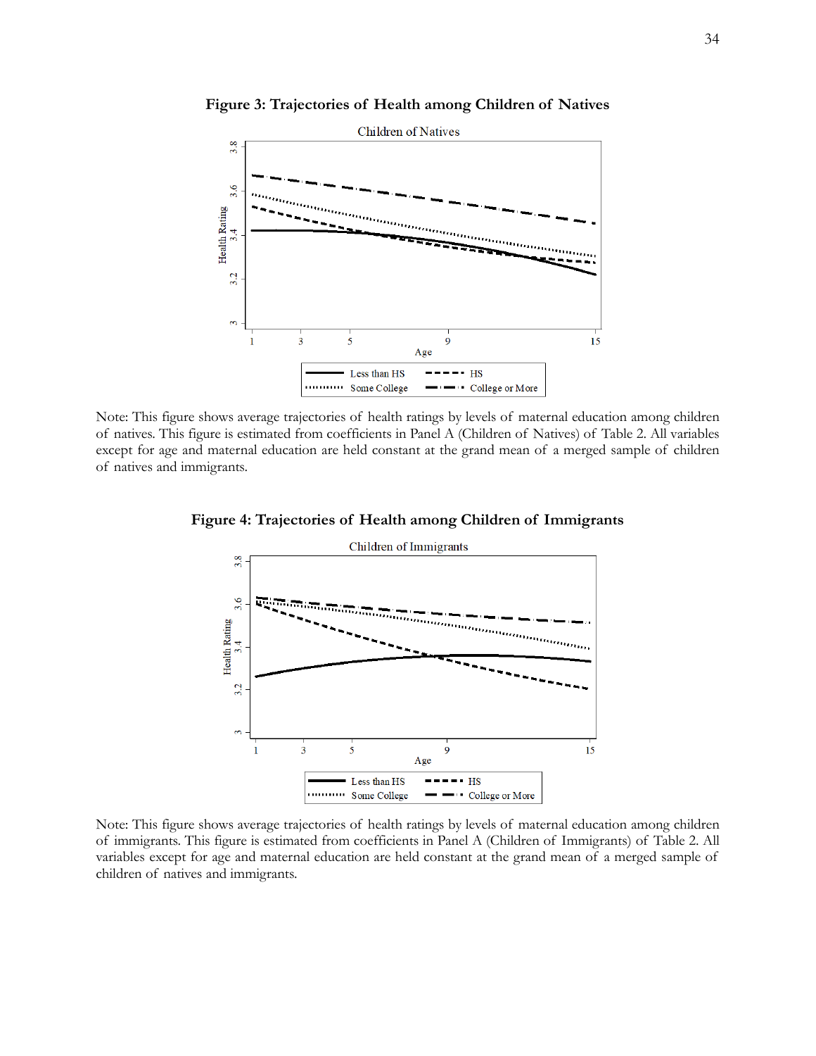**Figure 3: Trajectories of Health among Children of Natives**

Note: This figure shows average trajectories of health ratings by levels of maternal education among children of natives. This figure is estimated from coefficients in Panel A (Children of Natives) of Table 2. All variables except for age and maternal education are held constant at the grand mean of a merged sample of children of natives and immigrants.

**Figure 4: Trajectories of Health among Children of Immigrants**

Note: This figure shows average trajectories of health ratings by levels of maternal education among children of immigrants. This figure is estimated from coefficients in Panel A (Children of Immigrants) of Table 2. All variables except for age and maternal education are held constant at the grand mean of a merged sample of children of natives and immigrants.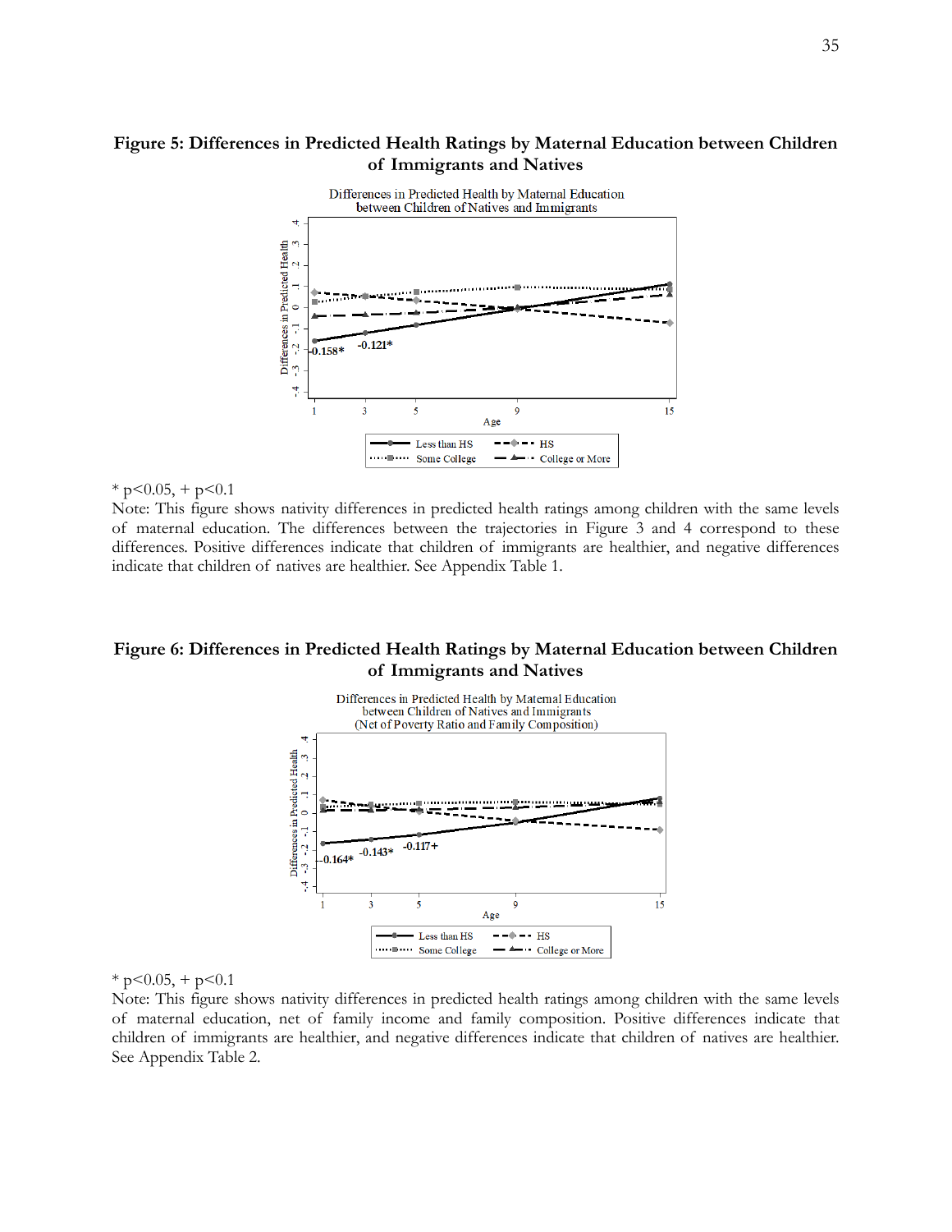**Figure 5: Differences in Predicted Health Ratings by Maternal Education between Children of Immigrants and Natives**

\* p<0.05, + p<0.1

Note: This figure shows nativity differences in predicted health ratings among children with the same levels of maternal education. The differences between the trajectories in Figure 3 and 4 correspond to these differences. Positive differences indicate that children of immigrants are healthier, and negative differences indicate that children of natives are healthier. See Appendix Table 1.

**Figure 6: Differences in Predicted Health Ratings by Maternal Education between Children of Immigrants and Natives**

\* p<0.05, + p<0.1

Note: This figure shows nativity differences in predicted health ratings among children with the same levels of maternal education, net of family income and family composition. Positive differences indicate that children of immigrants are healthier, and negative differences indicate that children of natives are healthier. See Appendix Table 2.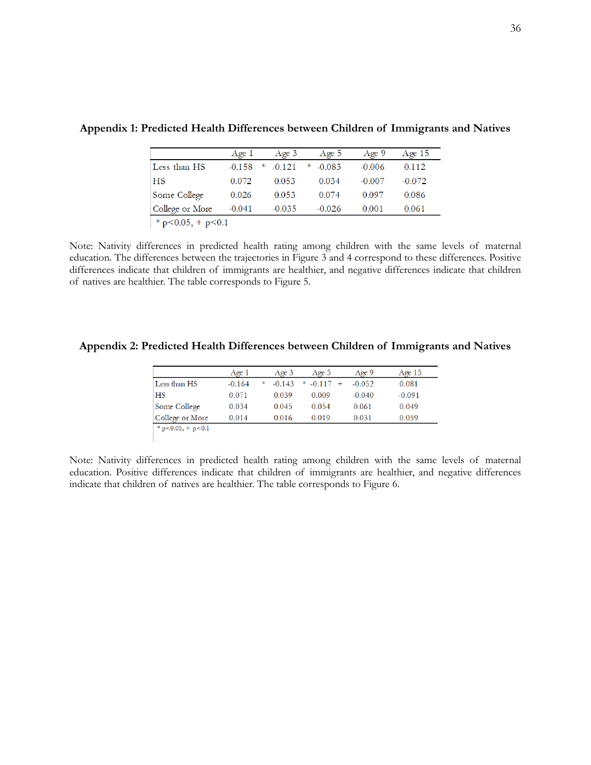**Appendix 1: Predicted Health Differences between Children of Immigrants and Natives**

| | Age 1 | Age 3 | Age 5 | Age 9 | Age 15 |
|---|---|---|---|---|---|
| Less than HS | -0.158 * | -0.121 * | -0.083 | -0.006 | 0.112 |
| HS | 0.072 | 0.053 | 0.034 | -0.007 | -0.072 |
| Some College | 0.026 | 0.053 | 0.074 | 0.097 | 0.086 |
| College or More | -0.041 | -0.035 | -0.026 | 0.001 | 0.061 |

* p<0.05, + p<0.1

Note: Nativity differences in predicted health rating among children with the same levels of maternal education. The differences between the trajectories in Figure 3 and 4 correspond to these differences. Positive differences indicate that children of immigrants are healthier, and negative differences indicate that children of natives are healthier. The table corresponds to Figure 5.

**Appendix 2: Predicted Health Differences between Children of Immigrants and Natives**

| | Age 1 | Age 3 | Age 5 | Age 9 | Age 15 |
|---|---|---|---|---|---|
| Less than HS | -0.164 * | -0.143 * | -0.117 + | -0.052 | 0.081 |
| HS | 0.071 | 0.039 | 0.009 | -0.040 | -0.091 |
| Some College | 0.034 | 0.045 | 0.054 | 0.061 | 0.049 |
| College or More | 0.014 | 0.016 | 0.019 | 0.031 | 0.059 |

* p<0.05, + p<0.1

Note: Nativity differences in predicted health rating among children with the same levels of maternal education. Positive differences indicate that children of immigrants are healthier, and negative differences indicate that children of natives are healthier. The table corresponds to Figure 6.